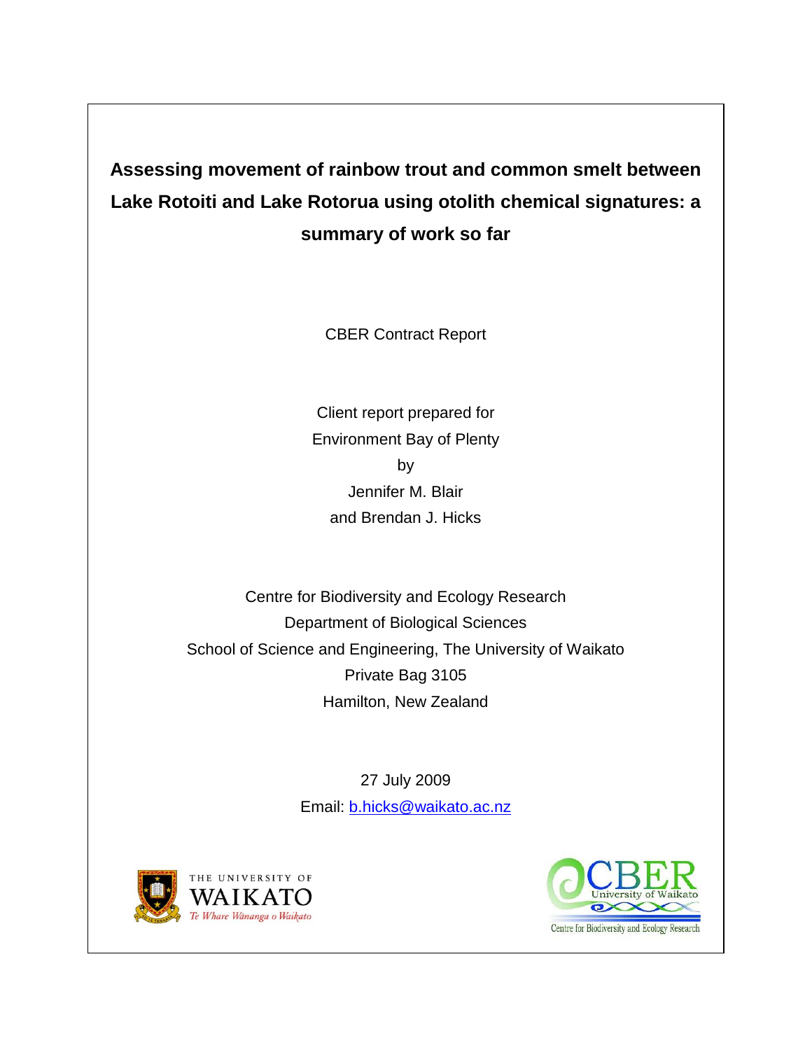# Assessing movement of rainbow trout and common smelt between Lake Rotoiti and Lake Rotorua using otolith chemical signatures: a summary of work so far

CBER Contract Report

Client report prepared for
Environment Bay of Plenty
by
Jennifer M. Blair
and Brendan J. Hicks

Centre for Biodiversity and Ecology Research
Department of Biological Sciences
School of Science and Engineering, The University of Waikato
Private Bag 3105
Hamilton, New Zealand

27 July 2009

Email: b.hicks@waikato.ac.nz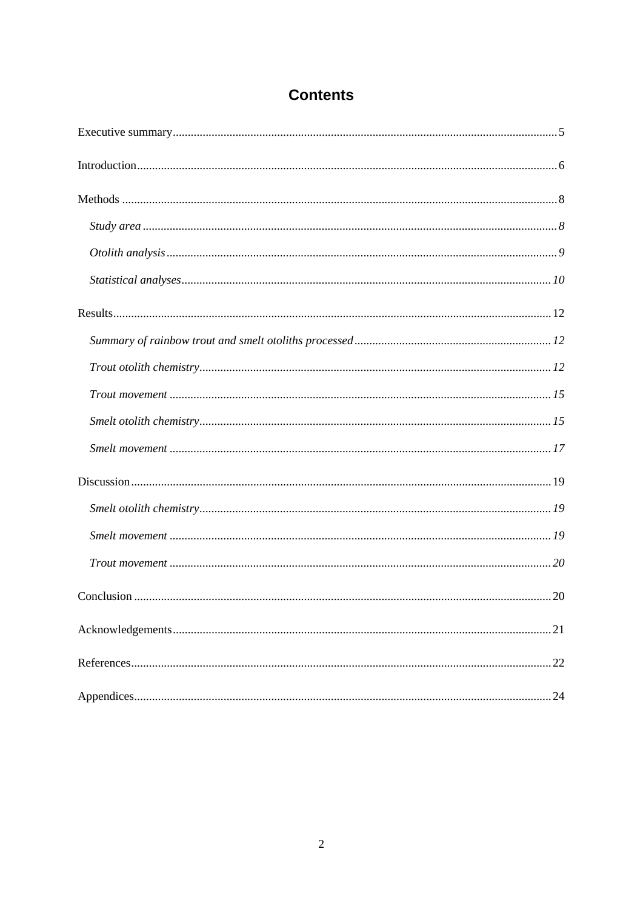# Contents

Executive summary ..... 5

Introduction ..... 6

Methods ..... 8

*Study area* ..... *8*

*Otolith analysis* ..... *9*

*Statistical analyses* ..... *10*

Results ..... 12

*Summary of rainbow trout and smelt otoliths processed* ..... *12*

*Trout otolith chemistry* ..... *12*

*Trout movement* ..... *15*

*Smelt otolith chemistry* ..... *15*

*Smelt movement* ..... *17*

Discussion ..... 19

*Smelt otolith chemistry* ..... *19*

*Smelt movement* ..... *19*

*Trout movement* ..... *20*

Conclusion ..... 20

Acknowledgements ..... 21

References ..... 22

Appendices ..... 24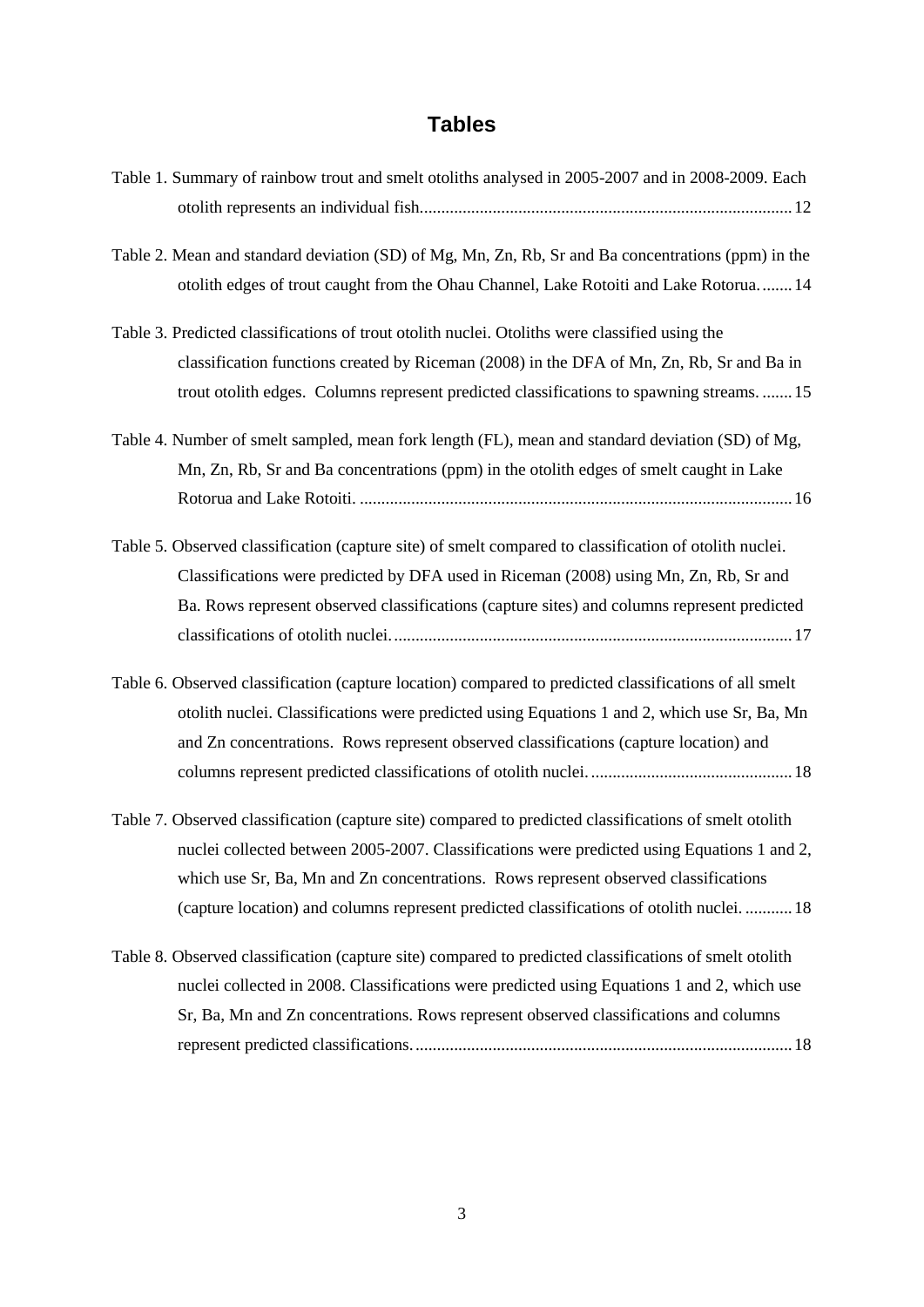# Tables

Table 1. Summary of rainbow trout and smelt otoliths analysed in 2005-2007 and in 2008-2009. Each otolith represents an individual fish....................................................................................... 12

Table 2. Mean and standard deviation (SD) of Mg, Mn, Zn, Rb, Sr and Ba concentrations (ppm) in the otolith edges of trout caught from the Ohau Channel, Lake Rotoiti and Lake Rotorua........ 14

Table 3. Predicted classifications of trout otolith nuclei. Otoliths were classified using the classification functions created by Riceman (2008) in the DFA of Mn, Zn, Rb, Sr and Ba in trout otolith edges. Columns represent predicted classifications to spawning streams. ....... 15

Table 4. Number of smelt sampled, mean fork length (FL), mean and standard deviation (SD) of Mg, Mn, Zn, Rb, Sr and Ba concentrations (ppm) in the otolith edges of smelt caught in Lake Rotorua and Lake Rotoiti. ..................................................................................................... 16

Table 5. Observed classification (capture site) of smelt compared to classification of otolith nuclei. Classifications were predicted by DFA used in Riceman (2008) using Mn, Zn, Rb, Sr and Ba. Rows represent observed classifications (capture sites) and columns represent predicted classifications of otolith nuclei............................................................................................. 17

Table 6. Observed classification (capture location) compared to predicted classifications of all smelt otolith nuclei. Classifications were predicted using Equations 1 and 2, which use Sr, Ba, Mn and Zn concentrations. Rows represent observed classifications (capture location) and columns represent predicted classifications of otolith nuclei. ............................................... 18

Table 7. Observed classification (capture site) compared to predicted classifications of smelt otolith nuclei collected between 2005-2007. Classifications were predicted using Equations 1 and 2, which use Sr, Ba, Mn and Zn concentrations. Rows represent observed classifications (capture location) and columns represent predicted classifications of otolith nuclei. ........... 18

Table 8. Observed classification (capture site) compared to predicted classifications of smelt otolith nuclei collected in 2008. Classifications were predicted using Equations 1 and 2, which use Sr, Ba, Mn and Zn concentrations. Rows represent observed classifications and columns represent predicted classifications........................................................................................ 18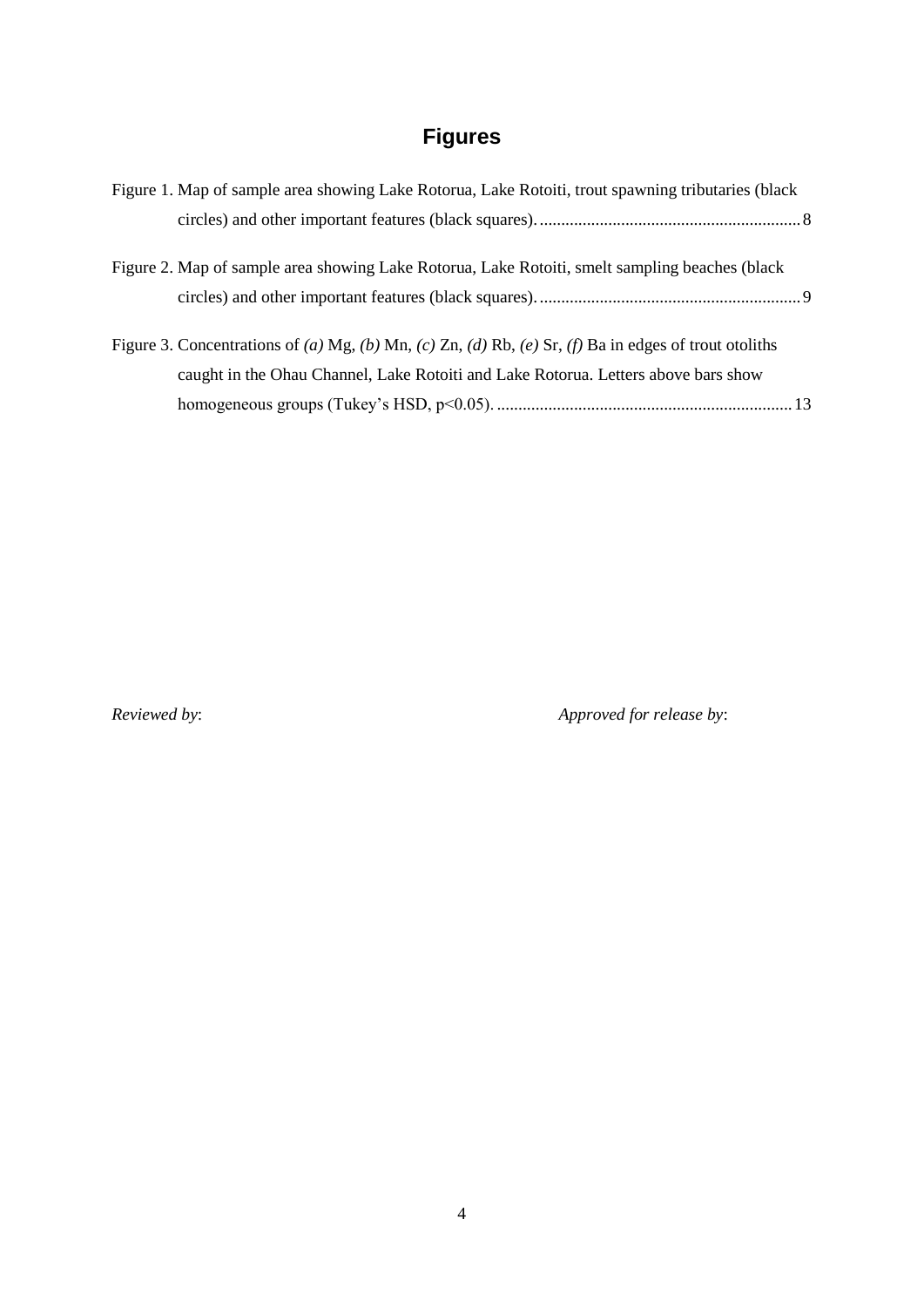# Figures

Figure 1. Map of sample area showing Lake Rotorua, Lake Rotoiti, trout spawning tributaries (black circles) and other important features (black squares). ............................................................ 8

Figure 2. Map of sample area showing Lake Rotorua, Lake Rotoiti, smelt sampling beaches (black circles) and other important features (black squares). ............................................................ 9

Figure 3. Concentrations of *(a)* Mg, *(b)* Mn, *(c)* Zn, *(d)* Rb, *(e)* Sr, *(f)* Ba in edges of trout otoliths caught in the Ohau Channel, Lake Rotoiti and Lake Rotorua. Letters above bars show homogeneous groups (Tukey's HSD, $p<0.05$). .................................................................... 13

*Reviewed by*: *Approved for release by*: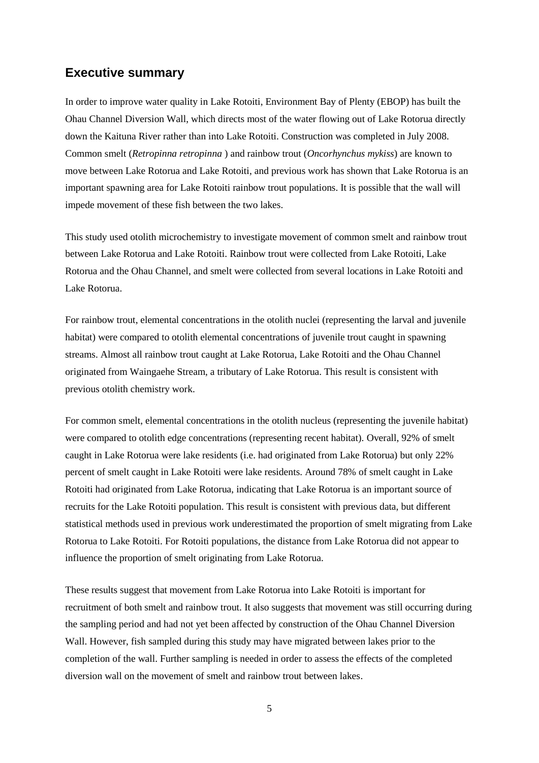## Executive summary

In order to improve water quality in Lake Rotoiti, Environment Bay of Plenty (EBOP) has built the Ohau Channel Diversion Wall, which directs most of the water flowing out of Lake Rotorua directly down the Kaituna River rather than into Lake Rotoiti. Construction was completed in July 2008. Common smelt (*Retropinna retropinna* ) and rainbow trout (*Oncorhynchus mykiss*) are known to move between Lake Rotorua and Lake Rotoiti, and previous work has shown that Lake Rotorua is an important spawning area for Lake Rotoiti rainbow trout populations. It is possible that the wall will impede movement of these fish between the two lakes.

This study used otolith microchemistry to investigate movement of common smelt and rainbow trout between Lake Rotorua and Lake Rotoiti. Rainbow trout were collected from Lake Rotoiti, Lake Rotorua and the Ohau Channel, and smelt were collected from several locations in Lake Rotoiti and Lake Rotorua.

For rainbow trout, elemental concentrations in the otolith nuclei (representing the larval and juvenile habitat) were compared to otolith elemental concentrations of juvenile trout caught in spawning streams. Almost all rainbow trout caught at Lake Rotorua, Lake Rotoiti and the Ohau Channel originated from Waingaehe Stream, a tributary of Lake Rotorua. This result is consistent with previous otolith chemistry work.

For common smelt, elemental concentrations in the otolith nucleus (representing the juvenile habitat) were compared to otolith edge concentrations (representing recent habitat). Overall, 92% of smelt caught in Lake Rotorua were lake residents (i.e. had originated from Lake Rotorua) but only 22% percent of smelt caught in Lake Rotoiti were lake residents. Around 78% of smelt caught in Lake Rotoiti had originated from Lake Rotorua, indicating that Lake Rotorua is an important source of recruits for the Lake Rotoiti population. This result is consistent with previous data, but different statistical methods used in previous work underestimated the proportion of smelt migrating from Lake Rotorua to Lake Rotoiti. For Rotoiti populations, the distance from Lake Rotorua did not appear to influence the proportion of smelt originating from Lake Rotorua.

These results suggest that movement from Lake Rotorua into Lake Rotoiti is important for recruitment of both smelt and rainbow trout. It also suggests that movement was still occurring during the sampling period and had not yet been affected by construction of the Ohau Channel Diversion Wall. However, fish sampled during this study may have migrated between lakes prior to the completion of the wall. Further sampling is needed in order to assess the effects of the completed diversion wall on the movement of smelt and rainbow trout between lakes.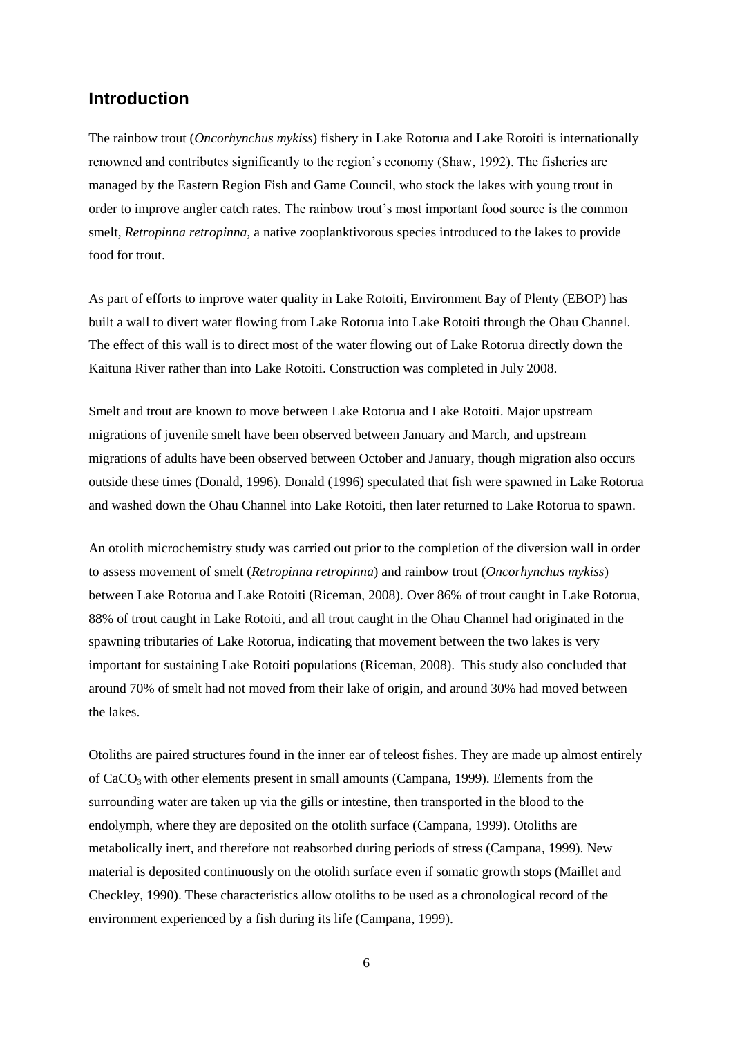## Introduction

The rainbow trout (*Oncorhynchus mykiss*) fishery in Lake Rotorua and Lake Rotoiti is internationally renowned and contributes significantly to the region's economy (Shaw, 1992). The fisheries are managed by the Eastern Region Fish and Game Council, who stock the lakes with young trout in order to improve angler catch rates. The rainbow trout's most important food source is the common smelt, *Retropinna retropinna*, a native zooplanktivorous species introduced to the lakes to provide food for trout.

As part of efforts to improve water quality in Lake Rotoiti, Environment Bay of Plenty (EBOP) has built a wall to divert water flowing from Lake Rotorua into Lake Rotoiti through the Ohau Channel. The effect of this wall is to direct most of the water flowing out of Lake Rotorua directly down the Kaituna River rather than into Lake Rotoiti. Construction was completed in July 2008.

Smelt and trout are known to move between Lake Rotorua and Lake Rotoiti. Major upstream migrations of juvenile smelt have been observed between January and March, and upstream migrations of adults have been observed between October and January, though migration also occurs outside these times (Donald, 1996). Donald (1996) speculated that fish were spawned in Lake Rotorua and washed down the Ohau Channel into Lake Rotoiti, then later returned to Lake Rotorua to spawn.

An otolith microchemistry study was carried out prior to the completion of the diversion wall in order to assess movement of smelt (*Retropinna retropinna*) and rainbow trout (*Oncorhynchus mykiss*) between Lake Rotorua and Lake Rotoiti (Riceman, 2008). Over 86% of trout caught in Lake Rotorua, 88% of trout caught in Lake Rotoiti, and all trout caught in the Ohau Channel had originated in the spawning tributaries of Lake Rotorua, indicating that movement between the two lakes is very important for sustaining Lake Rotoiti populations (Riceman, 2008). This study also concluded that around 70% of smelt had not moved from their lake of origin, and around 30% had moved between the lakes.

Otoliths are paired structures found in the inner ear of teleost fishes. They are made up almost entirely of $CaCO_3$ with other elements present in small amounts (Campana, 1999). Elements from the surrounding water are taken up via the gills or intestine, then transported in the blood to the endolymph, where they are deposited on the otolith surface (Campana, 1999). Otoliths are metabolically inert, and therefore not reabsorbed during periods of stress (Campana, 1999). New material is deposited continuously on the otolith surface even if somatic growth stops (Maillet and Checkley, 1990). These characteristics allow otoliths to be used as a chronological record of the environment experienced by a fish during its life (Campana, 1999).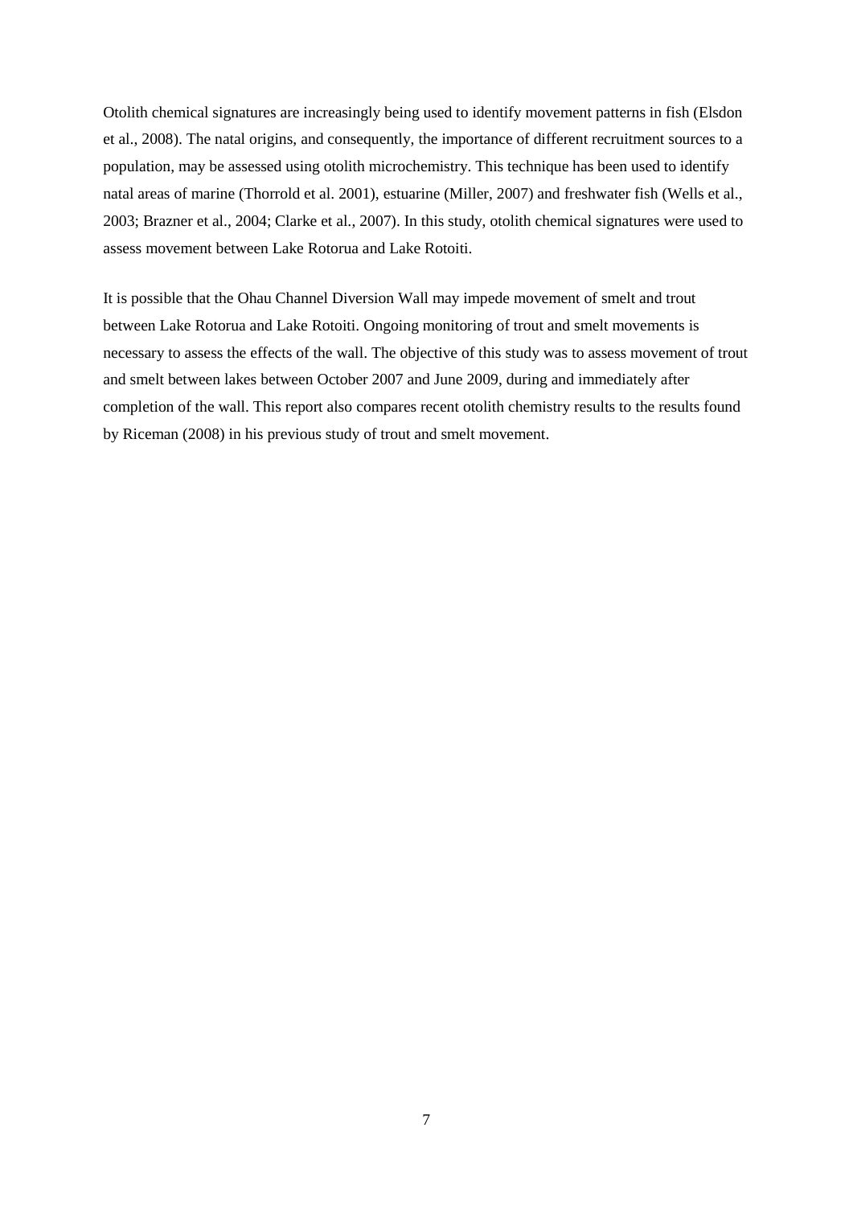Otolith chemical signatures are increasingly being used to identify movement patterns in fish (Elsdon et al., 2008). The natal origins, and consequently, the importance of different recruitment sources to a population, may be assessed using otolith microchemistry. This technique has been used to identify natal areas of marine (Thorrold et al. 2001), estuarine (Miller, 2007) and freshwater fish (Wells et al., 2003; Brazner et al., 2004; Clarke et al., 2007). In this study, otolith chemical signatures were used to assess movement between Lake Rotorua and Lake Rotoiti.

It is possible that the Ohau Channel Diversion Wall may impede movement of smelt and trout between Lake Rotorua and Lake Rotoiti. Ongoing monitoring of trout and smelt movements is necessary to assess the effects of the wall. The objective of this study was to assess movement of trout and smelt between lakes between October 2007 and June 2009, during and immediately after completion of the wall. This report also compares recent otolith chemistry results to the results found by Riceman (2008) in his previous study of trout and smelt movement.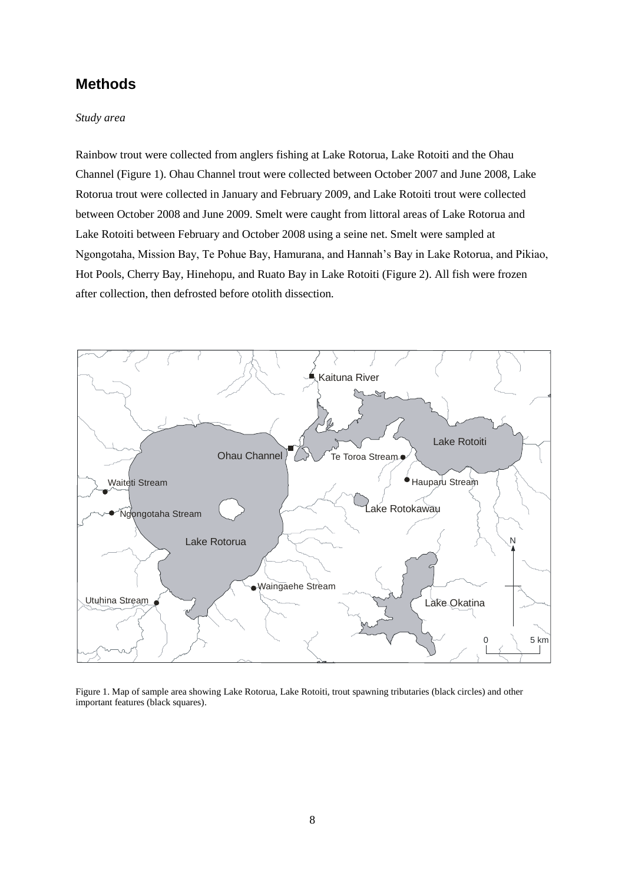## Methods

*Study area*

Rainbow trout were collected from anglers fishing at Lake Rotorua, Lake Rotoiti and the Ohau Channel (Figure 1). Ohau Channel trout were collected between October 2007 and June 2008, Lake Rotorua trout were collected in January and February 2009, and Lake Rotoiti trout were collected between October 2008 and June 2009. Smelt were caught from littoral areas of Lake Rotorua and Lake Rotoiti between February and October 2008 using a seine net. Smelt were sampled at Ngongotaha, Mission Bay, Te Pohue Bay, Hamurana, and Hannah's Bay in Lake Rotorua, and Pikiao, Hot Pools, Cherry Bay, Hinehopu, and Ruato Bay in Lake Rotoiti (Figure 2). All fish were frozen after collection, then defrosted before otolith dissection.

Figure 1. Map of sample area showing Lake Rotorua, Lake Rotoiti, trout spawning tributaries (black circles) and other important features (black squares).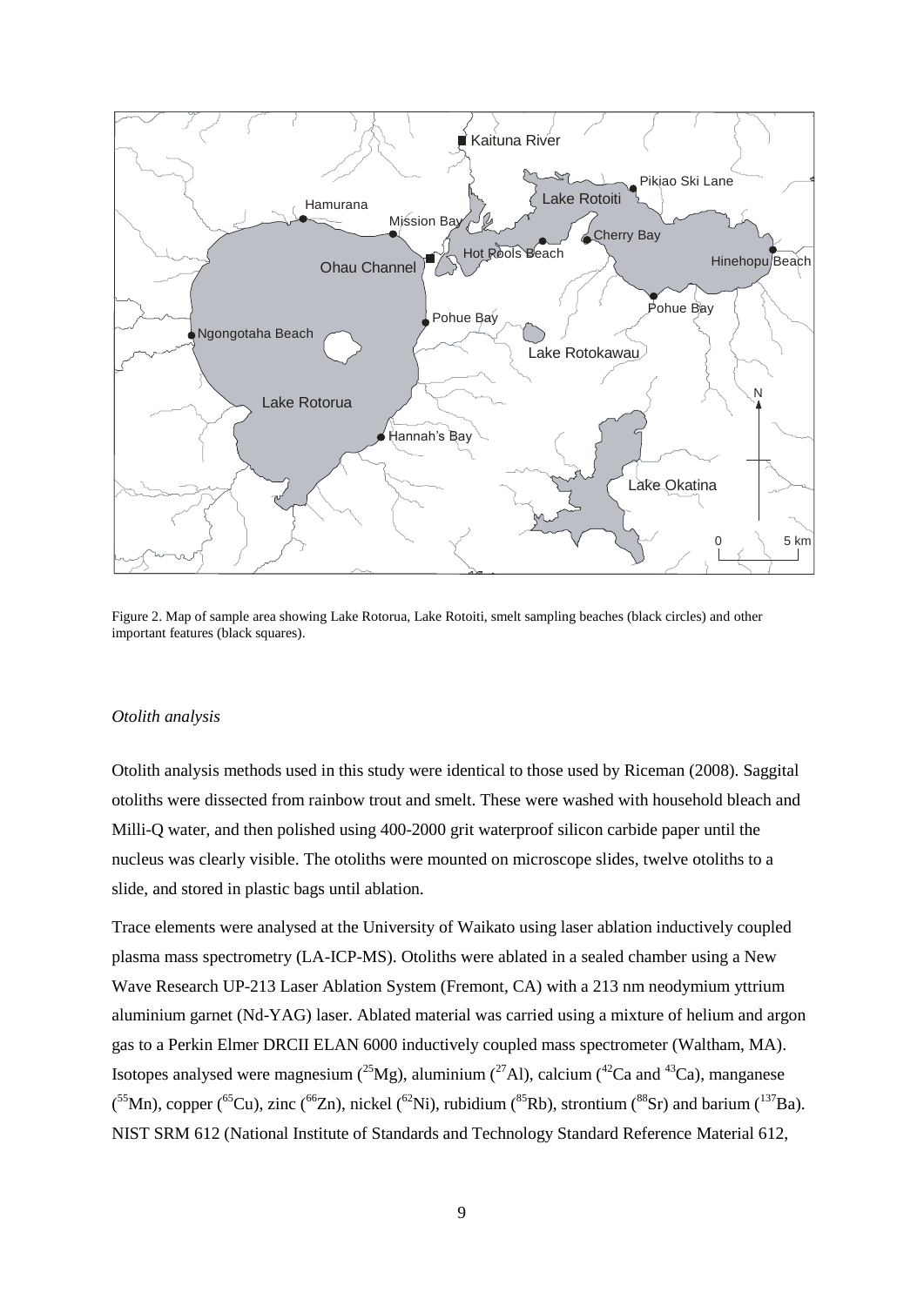Figure 2. Map of sample area showing Lake Rotorua, Lake Rotoiti, smelt sampling beaches (black circles) and other important features (black squares).

*Otolith analysis*

Otolith analysis methods used in this study were identical to those used by Riceman (2008). Saggital otoliths were dissected from rainbow trout and smelt. These were washed with household bleach and Milli-Q water, and then polished using 400-2000 grit waterproof silicon carbide paper until the nucleus was clearly visible. The otoliths were mounted on microscope slides, twelve otoliths to a slide, and stored in plastic bags until ablation.

Trace elements were analysed at the University of Waikato using laser ablation inductively coupled plasma mass spectrometry (LA-ICP-MS). Otoliths were ablated in a sealed chamber using a New Wave Research UP-213 Laser Ablation System (Fremont, CA) with a 213 nm neodymium yttrium aluminium garnet (Nd-YAG) laser. Ablated material was carried using a mixture of helium and argon gas to a Perkin Elmer DRCII ELAN 6000 inductively coupled mass spectrometer (Waltham, MA). Isotopes analysed were magnesium ($^{25}$Mg), aluminium ($^{27}$Al), calcium ($^{42}$Ca and $^{43}$Ca), manganese ($^{55}$Mn), copper ($^{65}$Cu), zinc ($^{66}$Zn), nickel ($^{62}$Ni), rubidium ($^{85}$Rb), strontium ($^{88}$Sr) and barium ($^{137}$Ba). NIST SRM 612 (National Institute of Standards and Technology Standard Reference Material 612,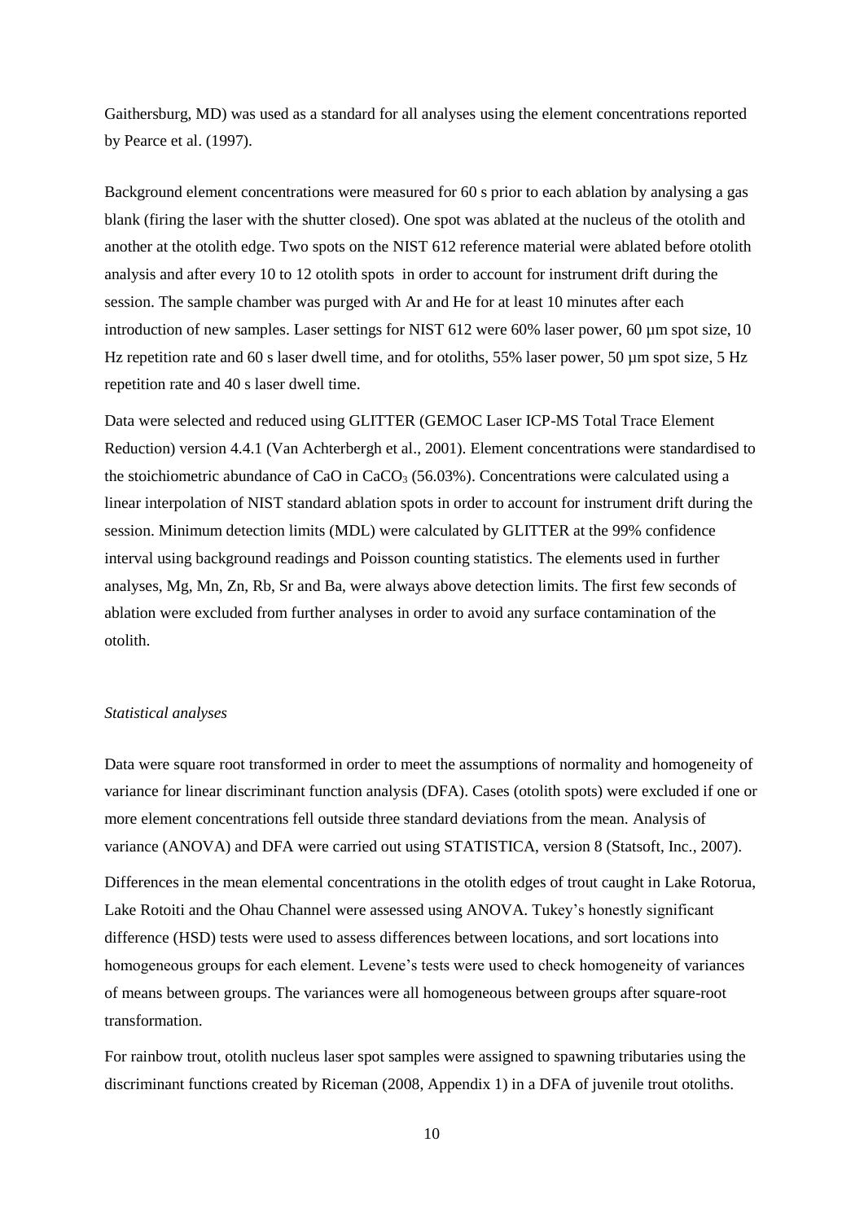Gaithersburg, MD) was used as a standard for all analyses using the element concentrations reported by Pearce et al. (1997).

Background element concentrations were measured for 60 s prior to each ablation by analysing a gas blank (firing the laser with the shutter closed). One spot was ablated at the nucleus of the otolith and another at the otolith edge. Two spots on the NIST 612 reference material were ablated before otolith analysis and after every 10 to 12 otolith spots in order to account for instrument drift during the session. The sample chamber was purged with Ar and He for at least 10 minutes after each introduction of new samples. Laser settings for NIST 612 were 60% laser power, 60 µm spot size, 10 Hz repetition rate and 60 s laser dwell time, and for otoliths, 55% laser power, 50 µm spot size, 5 Hz repetition rate and 40 s laser dwell time.

Data were selected and reduced using GLITTER (GEMOC Laser ICP-MS Total Trace Element Reduction) version 4.4.1 (Van Achterbergh et al., 2001). Element concentrations were standardised to the stoichiometric abundance of CaO in $CaCO_3$ (56.03%). Concentrations were calculated using a linear interpolation of NIST standard ablation spots in order to account for instrument drift during the session. Minimum detection limits (MDL) were calculated by GLITTER at the 99% confidence interval using background readings and Poisson counting statistics. The elements used in further analyses, Mg, Mn, Zn, Rb, Sr and Ba, were always above detection limits. The first few seconds of ablation were excluded from further analyses in order to avoid any surface contamination of the otolith.

*Statistical analyses*

Data were square root transformed in order to meet the assumptions of normality and homogeneity of variance for linear discriminant function analysis (DFA). Cases (otolith spots) were excluded if one or more element concentrations fell outside three standard deviations from the mean. Analysis of variance (ANOVA) and DFA were carried out using STATISTICA, version 8 (Statsoft, Inc., 2007).

Differences in the mean elemental concentrations in the otolith edges of trout caught in Lake Rotorua, Lake Rotoiti and the Ohau Channel were assessed using ANOVA. Tukey's honestly significant difference (HSD) tests were used to assess differences between locations, and sort locations into homogeneous groups for each element. Levene's tests were used to check homogeneity of variances of means between groups. The variances were all homogeneous between groups after square-root transformation.

For rainbow trout, otolith nucleus laser spot samples were assigned to spawning tributaries using the discriminant functions created by Riceman (2008, Appendix 1) in a DFA of juvenile trout otoliths.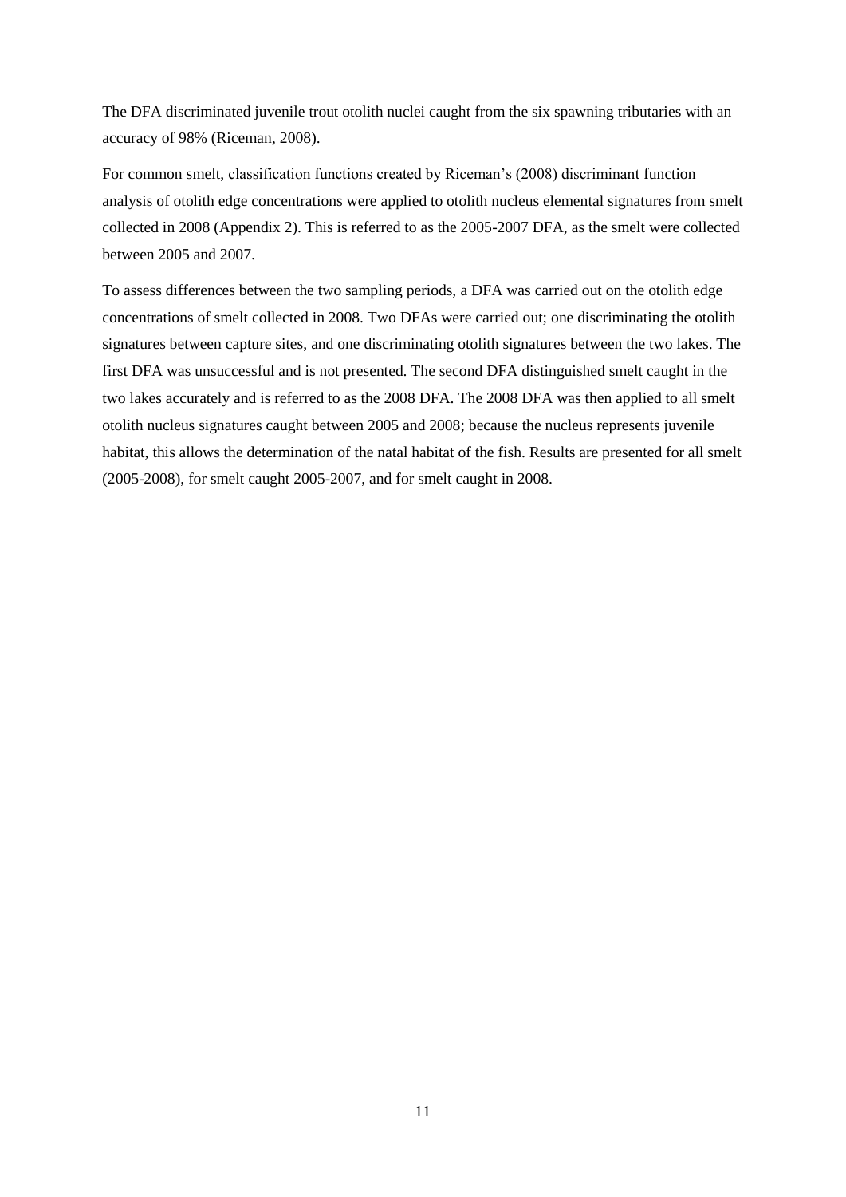The DFA discriminated juvenile trout otolith nuclei caught from the six spawning tributaries with an accuracy of 98% (Riceman, 2008).

For common smelt, classification functions created by Riceman's (2008) discriminant function analysis of otolith edge concentrations were applied to otolith nucleus elemental signatures from smelt collected in 2008 (Appendix 2). This is referred to as the 2005-2007 DFA, as the smelt were collected between 2005 and 2007.

To assess differences between the two sampling periods, a DFA was carried out on the otolith edge concentrations of smelt collected in 2008. Two DFAs were carried out; one discriminating the otolith signatures between capture sites, and one discriminating otolith signatures between the two lakes. The first DFA was unsuccessful and is not presented. The second DFA distinguished smelt caught in the two lakes accurately and is referred to as the 2008 DFA. The 2008 DFA was then applied to all smelt otolith nucleus signatures caught between 2005 and 2008; because the nucleus represents juvenile habitat, this allows the determination of the natal habitat of the fish. Results are presented for all smelt (2005-2008), for smelt caught 2005-2007, and for smelt caught in 2008.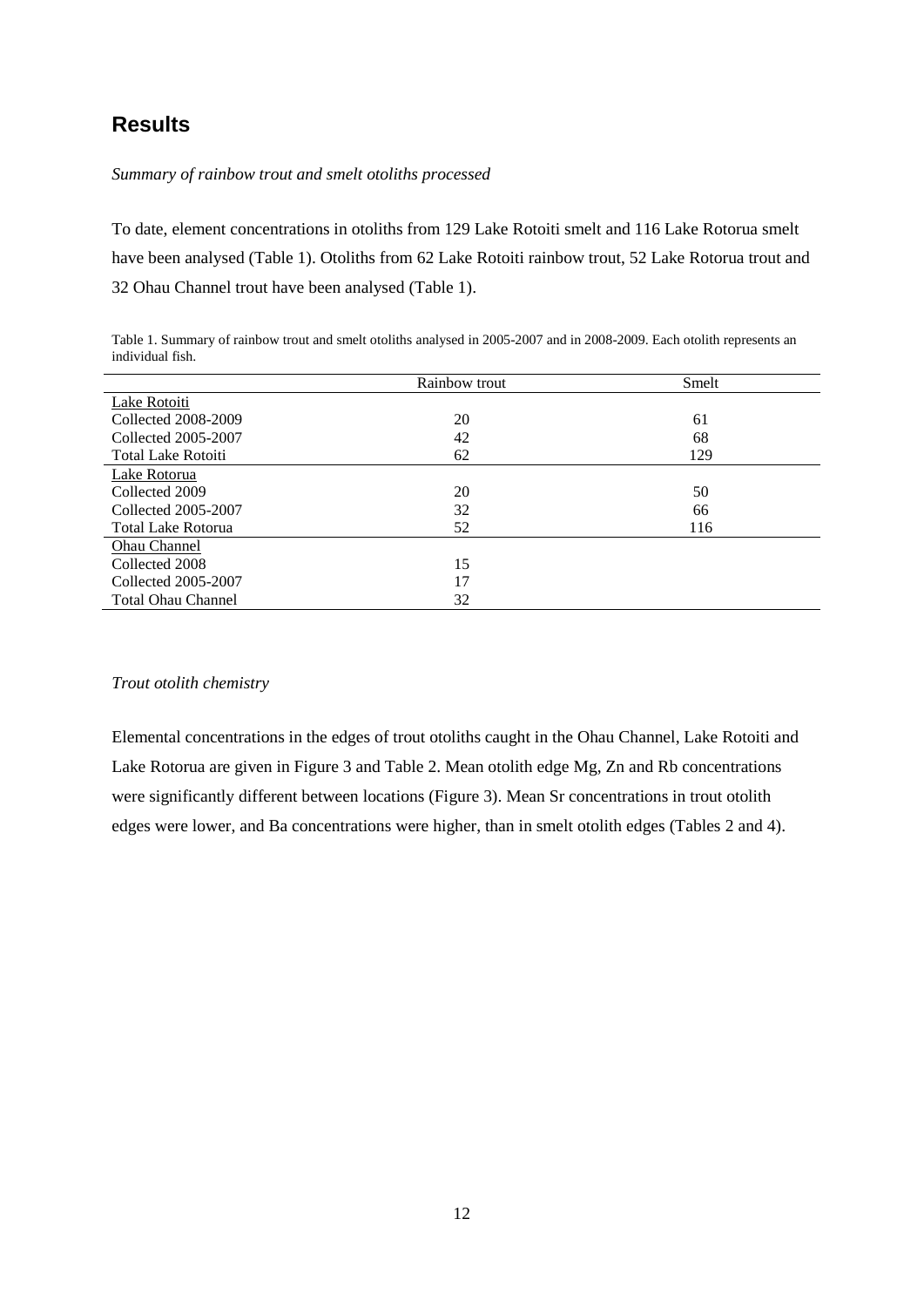## Results

*Summary of rainbow trout and smelt otoliths processed*

To date, element concentrations in otoliths from 129 Lake Rotoiti smelt and 116 Lake Rotorua smelt have been analysed (Table 1). Otoliths from 62 Lake Rotoiti rainbow trout, 52 Lake Rotorua trout and 32 Ohau Channel trout have been analysed (Table 1).

Table 1. Summary of rainbow trout and smelt otoliths analysed in 2005-2007 and in 2008-2009. Each otolith represents an individual fish.

| | Rainbow trout | Smelt |
|---|---|---|
| Lake Rotoiti | | |
| Collected 2008-2009 | 20 | 61 |
| Collected 2005-2007 | 42 | 68 |
| Total Lake Rotoiti | 62 | 129 |
| Lake Rotorua | | |
| Collected 2009 | 20 | 50 |
| Collected 2005-2007 | 32 | 66 |
| Total Lake Rotorua | 52 | 116 |
| Ohau Channel | | |
| Collected 2008 | 15 | |
| Collected 2005-2007 | 17 | |
| Total Ohau Channel | 32 | |

*Trout otolith chemistry*

Elemental concentrations in the edges of trout otoliths caught in the Ohau Channel, Lake Rotoiti and Lake Rotorua are given in Figure 3 and Table 2. Mean otolith edge Mg, Zn and Rb concentrations were significantly different between locations (Figure 3). Mean Sr concentrations in trout otolith edges were lower, and Ba concentrations were higher, than in smelt otolith edges (Tables 2 and 4).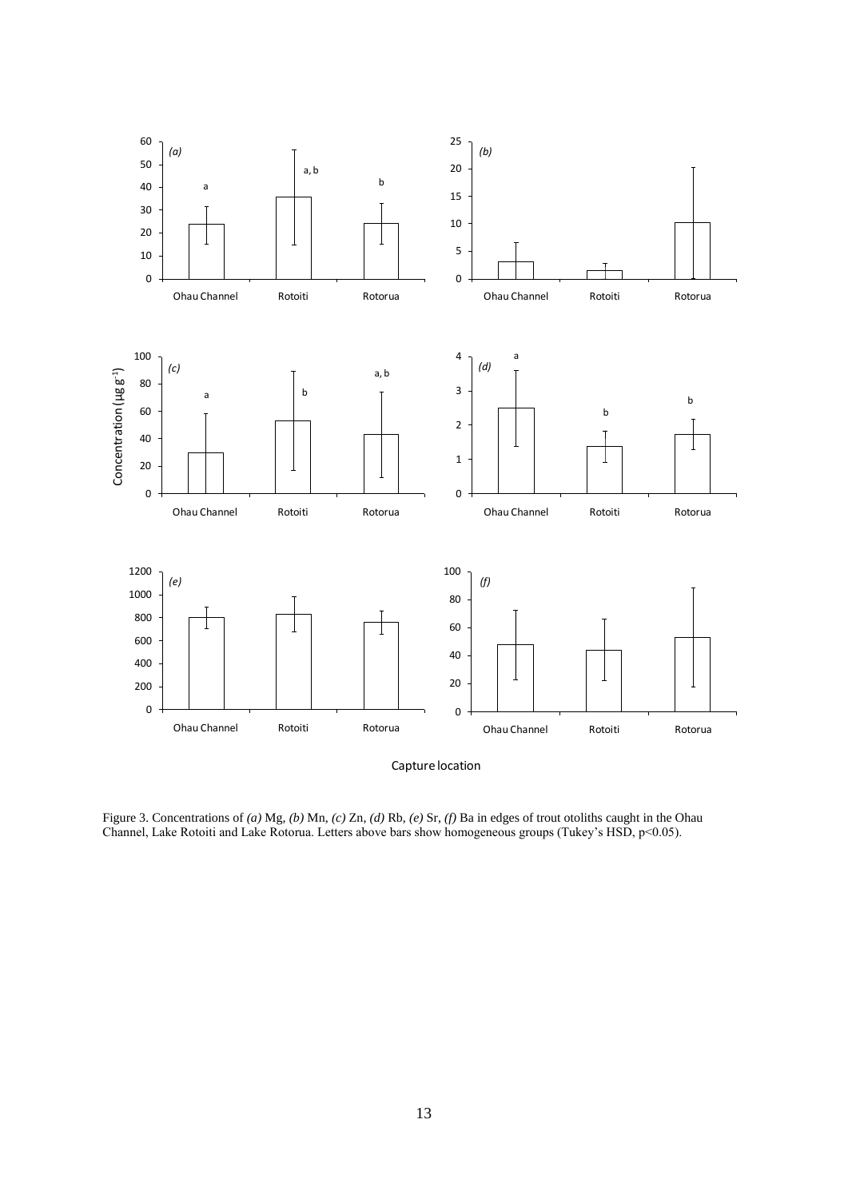Figure 3. Concentrations of *(a)* Mg, *(b)* Mn, *(c)* Zn, *(d)* Rb, *(e)* Sr, *(f)* Ba in edges of trout otoliths caught in the Ohau Channel, Lake Rotoiti and Lake Rotorua. Letters above bars show homogeneous groups (Tukey's HSD, $p<0.05$).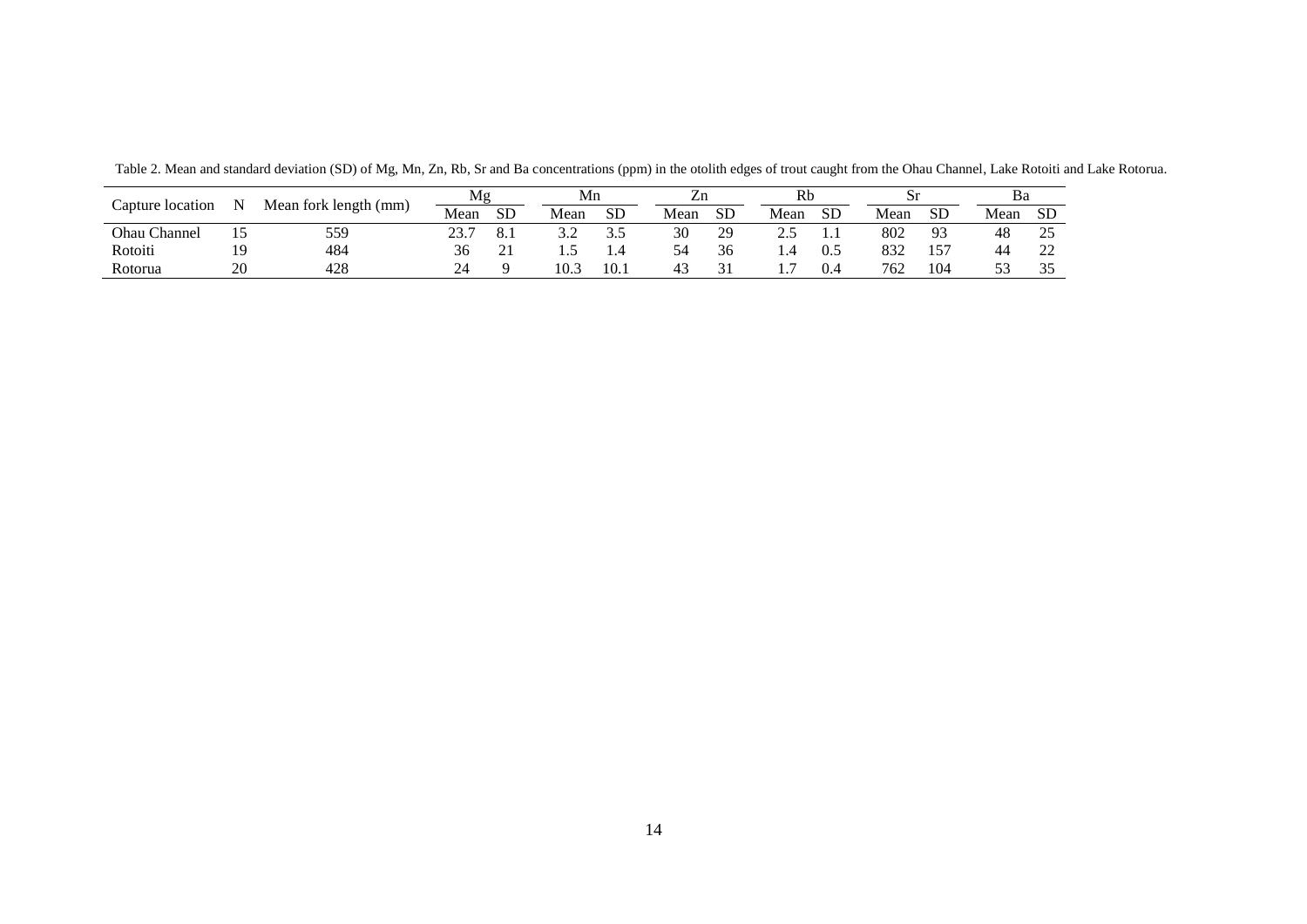Table 2. Mean and standard deviation (SD) of Mg, Mn, Zn, Rb, Sr and Ba concentrations (ppm) in the otolith edges of trout caught from the Ohau Channel, Lake Rotoiti and Lake Rotorua.

| Capture location | N | Mean fork length (mm) | Mg | | Mn | | Zn | | Rb | | Sr | | Ba | |
|---|---|---|---|---|---|---|---|---|---|---|---|---|---|---|
| | | | Mean | SD | Mean | SD | Mean | SD | Mean | SD | Mean | SD | Mean | SD |
| Ohau Channel | 15 | 559 | 23.7 | 8.1 | 3.2 | 3.5 | 30 | 29 | 2.5 | 1.1 | 802 | 93 | 48 | 25 |
| Rotoiti | 19 | 484 | 36 | 21 | 1.5 | 1.4 | 54 | 36 | 1.4 | 0.5 | 832 | 157 | 44 | 22 |
| Rotorua | 20 | 428 | 24 | 9 | 10.3 | 10.1 | 43 | 31 | 1.7 | 0.4 | 762 | 104 | 53 | 35 |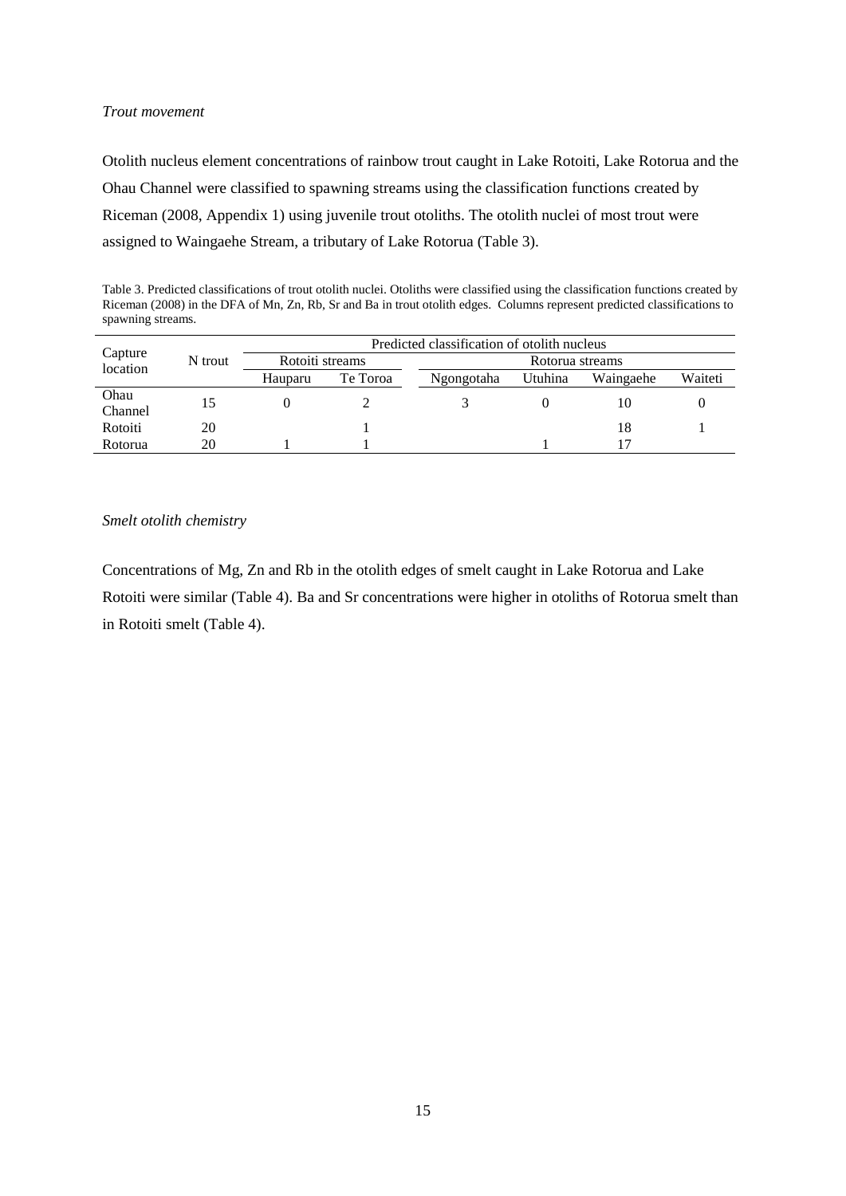*Trout movement*

Otolith nucleus element concentrations of rainbow trout caught in Lake Rotoiti, Lake Rotorua and the Ohau Channel were classified to spawning streams using the classification functions created by Riceman (2008, Appendix 1) using juvenile trout otoliths. The otolith nuclei of most trout were assigned to Waingaehe Stream, a tributary of Lake Rotorua (Table 3).

Table 3. Predicted classifications of trout otolith nuclei. Otoliths were classified using the classification functions created by Riceman (2008) in the DFA of Mn, Zn, Rb, Sr and Ba in trout otolith edges. Columns represent predicted classifications to spawning streams.

| Capture location | N trout | Predicted classification of otolith nucleus | | | | | |
|---|---|---|---|---|---|---|---|
| | | Rotoiti streams | | Rotorua streams | | | |
| | | Hauparu | Te Toroa | Ngongotaha | Utuhina | Waingaehe | Waiteti |
| Ohau Channel | 15 | 0 | 2 | 3 | 0 | 10 | 0 |
| Rotoiti | 20 | | 1 | | | 18 | 1 |
| Rotorua | 20 | 1 | 1 | | 1 | 17 | |

*Smelt otolith chemistry*

Concentrations of Mg, Zn and Rb in the otolith edges of smelt caught in Lake Rotorua and Lake Rotoiti were similar (Table 4). Ba and Sr concentrations were higher in otoliths of Rotorua smelt than in Rotoiti smelt (Table 4).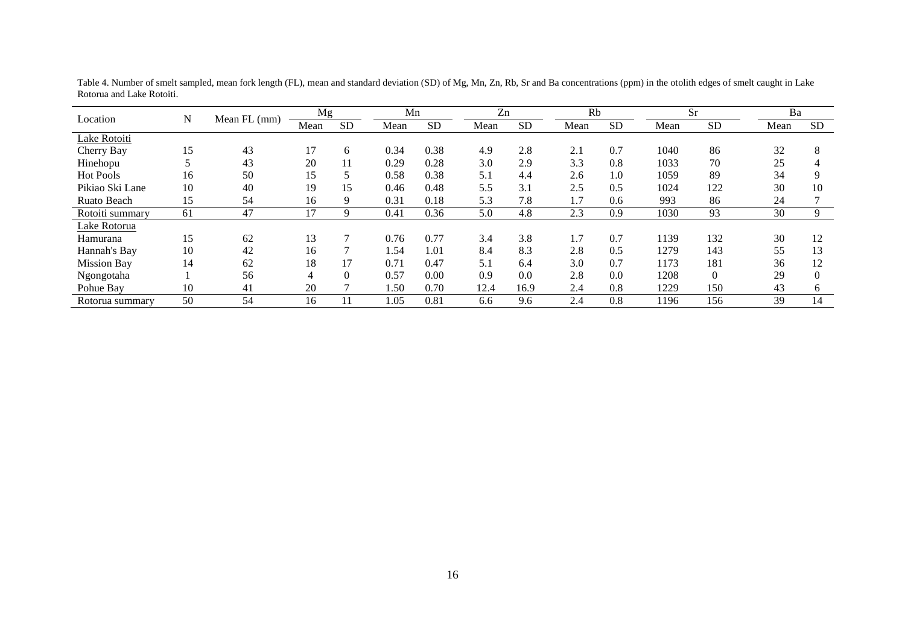Table 4. Number of smelt sampled, mean fork length (FL), mean and standard deviation (SD) of Mg, Mn, Zn, Rb, Sr and Ba concentrations (ppm) in the otolith edges of smelt caught in Lake Rotorua and Lake Rotoiti.

| Location | N | Mean FL (mm) | Mg | | Mn | | Zn | | Rb | | Sr | | Ba | |
|---|---|---|---|---|---|---|---|---|---|---|---|---|---|---|
| | | | Mean | SD | Mean | SD | Mean | SD | Mean | SD | Mean | SD | Mean | SD |
| Lake Rotoiti | | | | | | | | | | | | | | |
| Cherry Bay | 15 | 43 | 17 | 6 | 0.34 | 0.38 | 4.9 | 2.8 | 2.1 | 0.7 | 1040 | 86 | 32 | 8 |
| Hinehopu | 5 | 43 | 20 | 11 | 0.29 | 0.28 | 3.0 | 2.9 | 3.3 | 0.8 | 1033 | 70 | 25 | 4 |
| Hot Pools | 16 | 50 | 15 | 5 | 0.58 | 0.38 | 5.1 | 4.4 | 2.6 | 1.0 | 1059 | 89 | 34 | 9 |
| Pikiao Ski Lane | 10 | 40 | 19 | 15 | 0.46 | 0.48 | 5.5 | 3.1 | 2.5 | 0.5 | 1024 | 122 | 30 | 10 |
| Ruato Beach | 15 | 54 | 16 | 9 | 0.31 | 0.18 | 5.3 | 7.8 | 1.7 | 0.6 | 993 | 86 | 24 | 7 |
| Rotoiti summary | 61 | 47 | 17 | 9 | 0.41 | 0.36 | 5.0 | 4.8 | 2.3 | 0.9 | 1030 | 93 | 30 | 9 |
| Lake Rotorua | | | | | | | | | | | | | | |
| Hamurana | 15 | 62 | 13 | 7 | 0.76 | 0.77 | 3.4 | 3.8 | 1.7 | 0.7 | 1139 | 132 | 30 | 12 |
| Hannah's Bay | 10 | 42 | 16 | 7 | 1.54 | 1.01 | 8.4 | 8.3 | 2.8 | 0.5 | 1279 | 143 | 55 | 13 |
| Mission Bay | 14 | 62 | 18 | 17 | 0.71 | 0.47 | 5.1 | 6.4 | 3.0 | 0.7 | 1173 | 181 | 36 | 12 |
| Ngongotaha | 1 | 56 | 4 | 0 | 0.57 | 0.00 | 0.9 | 0.0 | 2.8 | 0.0 | 1208 | 0 | 29 | 0 |
| Pohue Bay | 10 | 41 | 20 | 7 | 1.50 | 0.70 | 12.4 | 16.9 | 2.4 | 0.8 | 1229 | 150 | 43 | 6 |
| Rotorua summary | 50 | 54 | 16 | 11 | 1.05 | 0.81 | 6.6 | 9.6 | 2.4 | 0.8 | 1196 | 156 | 39 | 14 |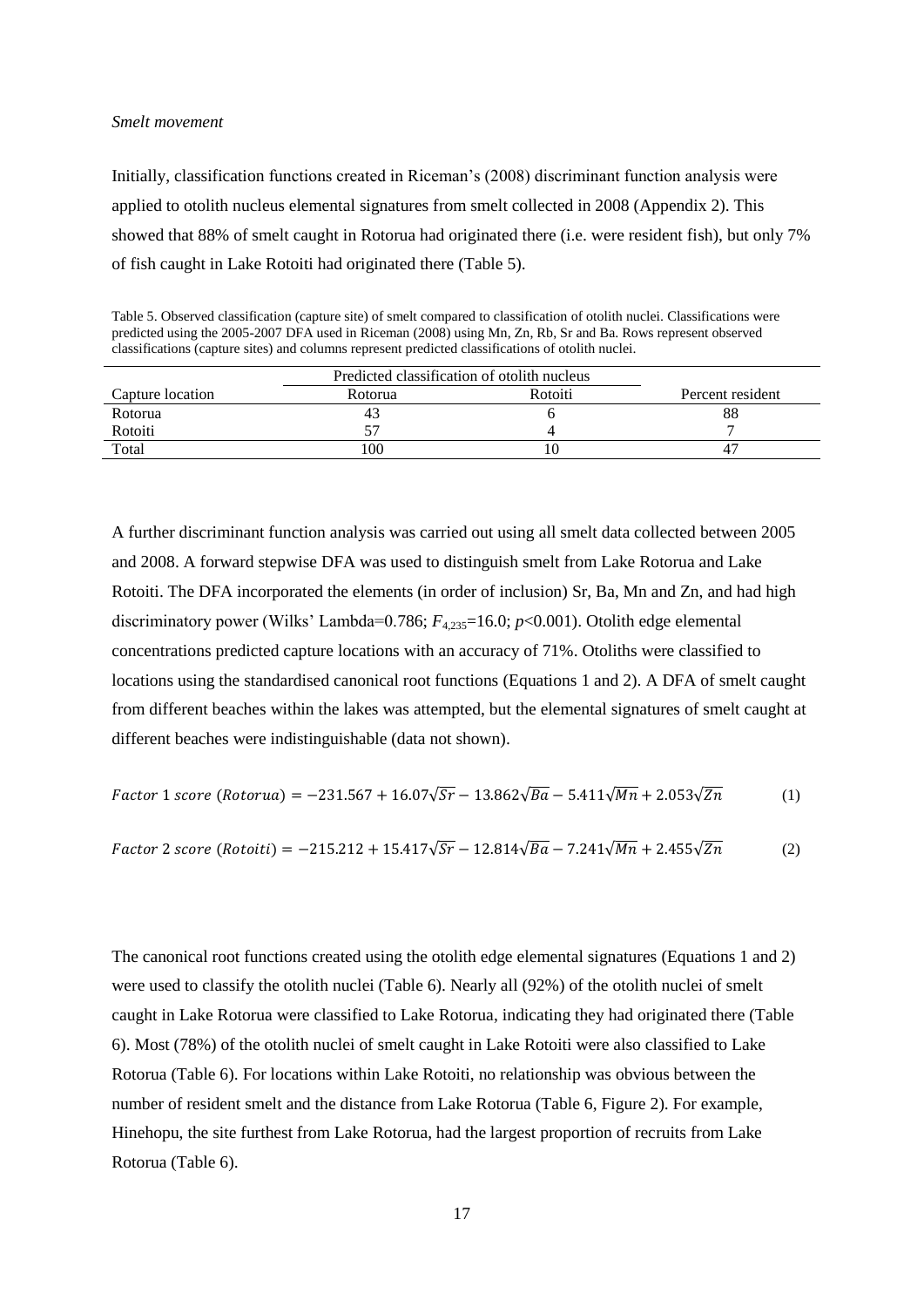*Smelt movement*

Initially, classification functions created in Riceman's (2008) discriminant function analysis were applied to otolith nucleus elemental signatures from smelt collected in 2008 (Appendix 2). This showed that 88% of smelt caught in Rotorua had originated there (i.e. were resident fish), but only 7% of fish caught in Lake Rotoiti had originated there (Table 5).

Table 5. Observed classification (capture site) of smelt compared to classification of otolith nuclei. Classifications were predicted using the 2005-2007 DFA used in Riceman (2008) using Mn, Zn, Rb, Sr and Ba. Rows represent observed classifications (capture sites) and columns represent predicted classifications of otolith nuclei.

| | Predicted classification of otolith nucleus | | |
|---|---|---|---|
| Capture location | Rotorua | Rotoiti | Percent resident |
| Rotorua | 43 | 6 | 88 |
| Rotoiti | 57 | 4 | 7 |
| Total | 100 | 10 | 47 |

A further discriminant function analysis was carried out using all smelt data collected between 2005 and 2008. A forward stepwise DFA was used to distinguish smelt from Lake Rotorua and Lake Rotoiti. The DFA incorporated the elements (in order of inclusion) Sr, Ba, Mn and Zn, and had high discriminatory power (Wilks' Lambda=0.786; $F_{4,235}$=16.0; $p$<0.001). Otolith edge elemental concentrations predicted capture locations with an accuracy of 71%. Otoliths were classified to locations using the standardised canonical root functions (Equations 1 and 2). A DFA of smelt caught from different beaches within the lakes was attempted, but the elemental signatures of smelt caught at different beaches were indistinguishable (data not shown).

$$Factor\ 1\ score\ (Rotorua) = -231.567 + 16.07\sqrt{Sr} - 13.862\sqrt{Ba} - 5.411\sqrt{Mn} + 2.053\sqrt{Zn} \qquad (1)$$

$$Factor\ 2\ score\ (Rotoiti) = -215.212 + 15.417\sqrt{Sr} - 12.814\sqrt{Ba} - 7.241\sqrt{Mn} + 2.455\sqrt{Zn} \qquad (2)$$

The canonical root functions created using the otolith edge elemental signatures (Equations 1 and 2) were used to classify the otolith nuclei (Table 6). Nearly all (92%) of the otolith nuclei of smelt caught in Lake Rotorua were classified to Lake Rotorua, indicating they had originated there (Table 6). Most (78%) of the otolith nuclei of smelt caught in Lake Rotoiti were also classified to Lake Rotorua (Table 6). For locations within Lake Rotoiti, no relationship was obvious between the number of resident smelt and the distance from Lake Rotorua (Table 6, Figure 2). For example, Hinehopu, the site furthest from Lake Rotorua, had the largest proportion of recruits from Lake Rotorua (Table 6).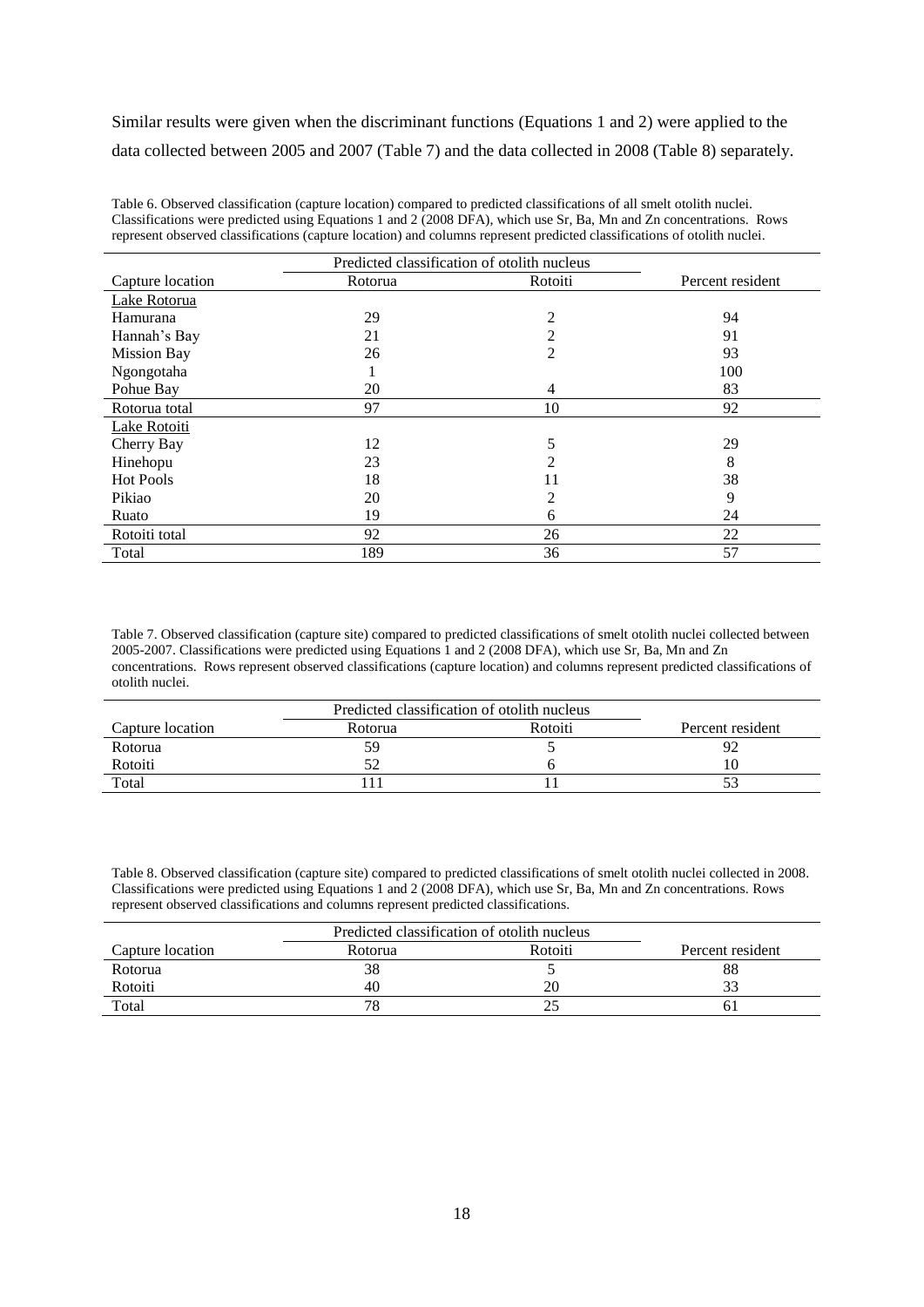Similar results were given when the discriminant functions (Equations 1 and 2) were applied to the data collected between 2005 and 2007 (Table 7) and the data collected in 2008 (Table 8) separately.

Table 6. Observed classification (capture location) compared to predicted classifications of all smelt otolith nuclei. Classifications were predicted using Equations 1 and 2 (2008 DFA), which use Sr, Ba, Mn and Zn concentrations. Rows represent observed classifications (capture location) and columns represent predicted classifications of otolith nuclei.

| | Predicted classification of otolith nucleus | | |
|---|---|---|---|
| Capture location | Rotorua | Rotoiti | Percent resident |
| Lake Rotorua | | | |
| Hamurana | 29 | 2 | 94 |
| Hannah's Bay | 21 | 2 | 91 |
| Mission Bay | 26 | 2 | 93 |
| Ngongotaha | 1 | | 100 |
| Pohue Bay | 20 | 4 | 83 |
| Rotorua total | 97 | 10 | 92 |
| Lake Rotoiti | | | |
| Cherry Bay | 12 | 5 | 29 |
| Hinehopu | 23 | 2 | 8 |
| Hot Pools | 18 | 11 | 38 |
| Pikiao | 20 | 2 | 9 |
| Ruato | 19 | 6 | 24 |
| Rotoiti total | 92 | 26 | 22 |
| Total | 189 | 36 | 57 |

Table 7. Observed classification (capture site) compared to predicted classifications of smelt otolith nuclei collected between 2005-2007. Classifications were predicted using Equations 1 and 2 (2008 DFA), which use Sr, Ba, Mn and Zn concentrations. Rows represent observed classifications (capture location) and columns represent predicted classifications of otolith nuclei.

| | Predicted classification of otolith nucleus | | |
|---|---|---|---|
| Capture location | Rotorua | Rotoiti | Percent resident |
| Rotorua | 59 | 5 | 92 |
| Rotoiti | 52 | 6 | 10 |
| Total | 111 | 11 | 53 |

Table 8. Observed classification (capture site) compared to predicted classifications of smelt otolith nuclei collected in 2008. Classifications were predicted using Equations 1 and 2 (2008 DFA), which use Sr, Ba, Mn and Zn concentrations. Rows represent observed classifications and columns represent predicted classifications.

| | Predicted classification of otolith nucleus | | |
|---|---|---|---|
| Capture location | Rotorua | Rotoiti | Percent resident |
| Rotorua | 38 | 5 | 88 |
| Rotoiti | 40 | 20 | 33 |
| Total | 78 | 25 | 61 |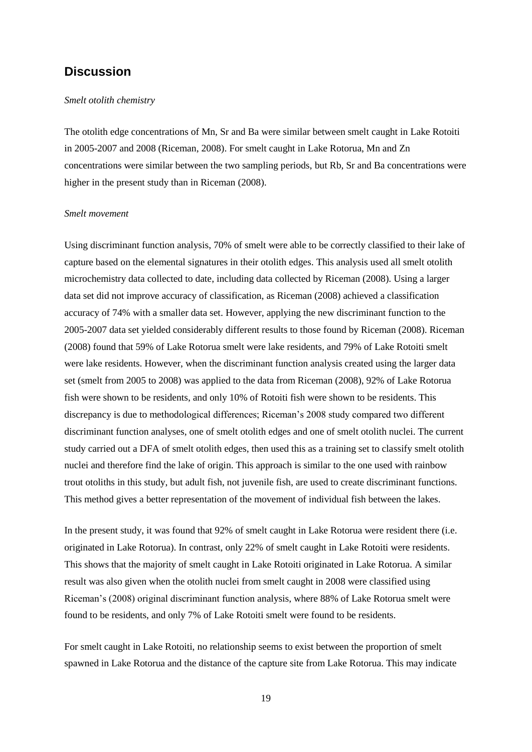## Discussion

*Smelt otolith chemistry*

The otolith edge concentrations of Mn, Sr and Ba were similar between smelt caught in Lake Rotoiti in 2005-2007 and 2008 (Riceman, 2008). For smelt caught in Lake Rotorua, Mn and Zn concentrations were similar between the two sampling periods, but Rb, Sr and Ba concentrations were higher in the present study than in Riceman (2008).

*Smelt movement*

Using discriminant function analysis, 70% of smelt were able to be correctly classified to their lake of capture based on the elemental signatures in their otolith edges. This analysis used all smelt otolith microchemistry data collected to date, including data collected by Riceman (2008). Using a larger data set did not improve accuracy of classification, as Riceman (2008) achieved a classification accuracy of 74% with a smaller data set. However, applying the new discriminant function to the 2005-2007 data set yielded considerably different results to those found by Riceman (2008). Riceman (2008) found that 59% of Lake Rotorua smelt were lake residents, and 79% of Lake Rotoiti smelt were lake residents. However, when the discriminant function analysis created using the larger data set (smelt from 2005 to 2008) was applied to the data from Riceman (2008), 92% of Lake Rotorua fish were shown to be residents, and only 10% of Rotoiti fish were shown to be residents. This discrepancy is due to methodological differences; Riceman's 2008 study compared two different discriminant function analyses, one of smelt otolith edges and one of smelt otolith nuclei. The current study carried out a DFA of smelt otolith edges, then used this as a training set to classify smelt otolith nuclei and therefore find the lake of origin. This approach is similar to the one used with rainbow trout otoliths in this study, but adult fish, not juvenile fish, are used to create discriminant functions. This method gives a better representation of the movement of individual fish between the lakes.

In the present study, it was found that 92% of smelt caught in Lake Rotorua were resident there (i.e. originated in Lake Rotorua). In contrast, only 22% of smelt caught in Lake Rotoiti were residents. This shows that the majority of smelt caught in Lake Rotoiti originated in Lake Rotorua. A similar result was also given when the otolith nuclei from smelt caught in 2008 were classified using Riceman's (2008) original discriminant function analysis, where 88% of Lake Rotorua smelt were found to be residents, and only 7% of Lake Rotoiti smelt were found to be residents.

For smelt caught in Lake Rotoiti, no relationship seems to exist between the proportion of smelt spawned in Lake Rotorua and the distance of the capture site from Lake Rotorua. This may indicate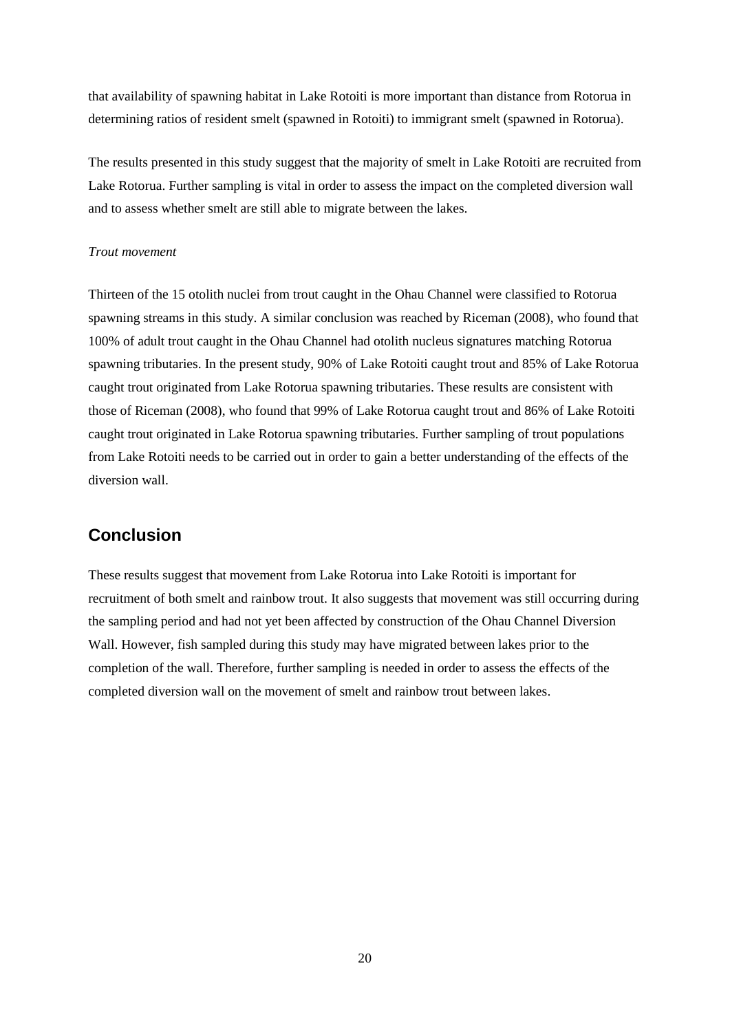that availability of spawning habitat in Lake Rotoiti is more important than distance from Rotorua in determining ratios of resident smelt (spawned in Rotoiti) to immigrant smelt (spawned in Rotorua).

The results presented in this study suggest that the majority of smelt in Lake Rotoiti are recruited from Lake Rotorua. Further sampling is vital in order to assess the impact on the completed diversion wall and to assess whether smelt are still able to migrate between the lakes.

*Trout movement*

Thirteen of the 15 otolith nuclei from trout caught in the Ohau Channel were classified to Rotorua spawning streams in this study. A similar conclusion was reached by Riceman (2008), who found that 100% of adult trout caught in the Ohau Channel had otolith nucleus signatures matching Rotorua spawning tributaries. In the present study, 90% of Lake Rotoiti caught trout and 85% of Lake Rotorua caught trout originated from Lake Rotorua spawning tributaries. These results are consistent with those of Riceman (2008), who found that 99% of Lake Rotorua caught trout and 86% of Lake Rotoiti caught trout originated in Lake Rotorua spawning tributaries. Further sampling of trout populations from Lake Rotoiti needs to be carried out in order to gain a better understanding of the effects of the diversion wall.

## Conclusion

These results suggest that movement from Lake Rotorua into Lake Rotoiti is important for recruitment of both smelt and rainbow trout. It also suggests that movement was still occurring during the sampling period and had not yet been affected by construction of the Ohau Channel Diversion Wall. However, fish sampled during this study may have migrated between lakes prior to the completion of the wall. Therefore, further sampling is needed in order to assess the effects of the completed diversion wall on the movement of smelt and rainbow trout between lakes.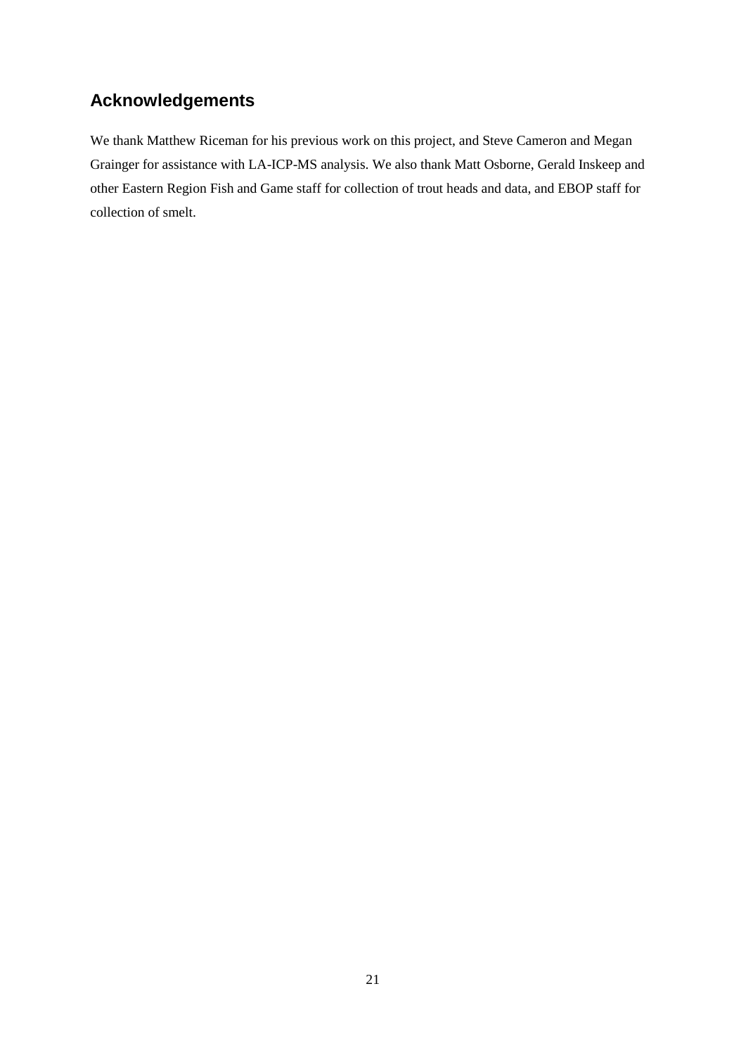## Acknowledgements

We thank Matthew Riceman for his previous work on this project, and Steve Cameron and Megan Grainger for assistance with LA-ICP-MS analysis. We also thank Matt Osborne, Gerald Inskeep and other Eastern Region Fish and Game staff for collection of trout heads and data, and EBOP staff for collection of smelt.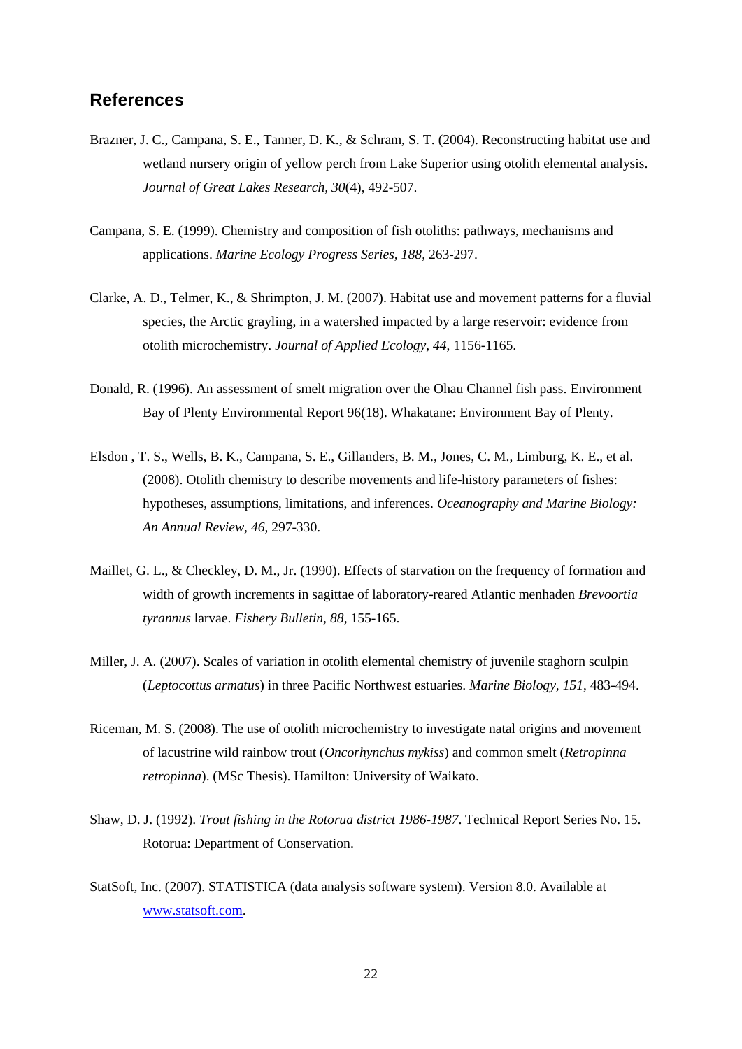## References

Brazner, J. C., Campana, S. E., Tanner, D. K., & Schram, S. T. (2004). Reconstructing habitat use and wetland nursery origin of yellow perch from Lake Superior using otolith elemental analysis. *Journal of Great Lakes Research, 30*(4), 492-507.

Campana, S. E. (1999). Chemistry and composition of fish otoliths: pathways, mechanisms and applications. *Marine Ecology Progress Series, 188*, 263-297.

Clarke, A. D., Telmer, K., & Shrimpton, J. M. (2007). Habitat use and movement patterns for a fluvial species, the Arctic grayling, in a watershed impacted by a large reservoir: evidence from otolith microchemistry. *Journal of Applied Ecology, 44*, 1156-1165.

Donald, R. (1996). An assessment of smelt migration over the Ohau Channel fish pass. Environment Bay of Plenty Environmental Report 96(18). Whakatane: Environment Bay of Plenty.

Elsdon , T. S., Wells, B. K., Campana, S. E., Gillanders, B. M., Jones, C. M., Limburg, K. E., et al. (2008). Otolith chemistry to describe movements and life-history parameters of fishes: hypotheses, assumptions, limitations, and inferences. *Oceanography and Marine Biology: An Annual Review, 46*, 297-330.

Maillet, G. L., & Checkley, D. M., Jr. (1990). Effects of starvation on the frequency of formation and width of growth increments in sagittae of laboratory-reared Atlantic menhaden *Brevoortia tyrannus* larvae. *Fishery Bulletin, 88*, 155-165.

Miller, J. A. (2007). Scales of variation in otolith elemental chemistry of juvenile staghorn sculpin (*Leptocottus armatus*) in three Pacific Northwest estuaries. *Marine Biology, 151*, 483-494.

Riceman, M. S. (2008). The use of otolith microchemistry to investigate natal origins and movement of lacustrine wild rainbow trout (*Oncorhynchus mykiss*) and common smelt (*Retropinna retropinna*). (MSc Thesis). Hamilton: University of Waikato.

Shaw, D. J. (1992). *Trout fishing in the Rotorua district 1986-1987*. Technical Report Series No. 15. Rotorua: Department of Conservation.

StatSoft, Inc. (2007). STATISTICA (data analysis software system). Version 8.0. Available at www.statsoft.com.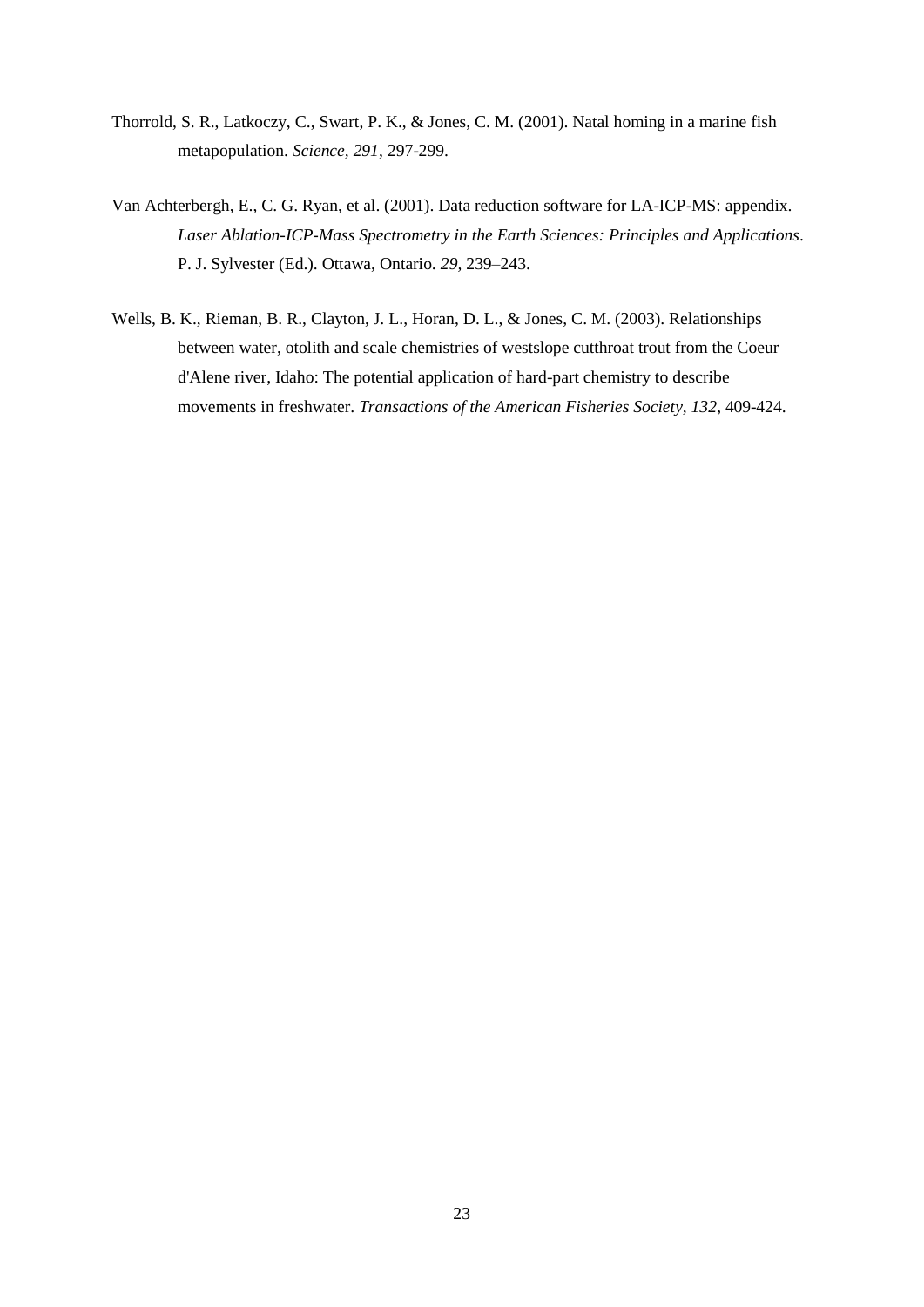Thorrold, S. R., Latkoczy, C., Swart, P. K., & Jones, C. M. (2001). Natal homing in a marine fish metapopulation. *Science, 291*, 297-299.

Van Achterbergh, E., C. G. Ryan, et al. (2001). Data reduction software for LA-ICP-MS: appendix. *Laser Ablation-ICP-Mass Spectrometry in the Earth Sciences: Principles and Applications*. P. J. Sylvester (Ed.). Ottawa, Ontario. *29*, 239–243.

Wells, B. K., Rieman, B. R., Clayton, J. L., Horan, D. L., & Jones, C. M. (2003). Relationships between water, otolith and scale chemistries of westslope cutthroat trout from the Coeur d'Alene river, Idaho: The potential application of hard-part chemistry to describe movements in freshwater. *Transactions of the American Fisheries Society, 132*, 409-424.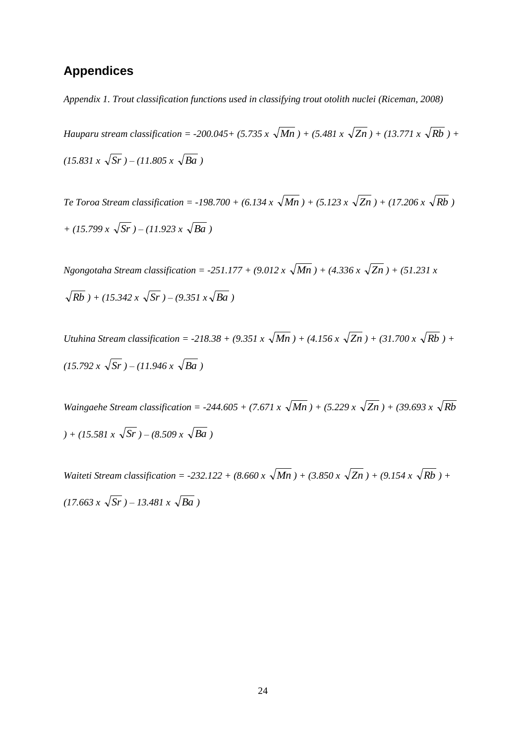## Appendices

*Appendix 1. Trout classification functions used in classifying trout otolith nuclei (Riceman, 2008)*

*Hauparu stream classification* = $-200.045 + (5.735 \times \sqrt{Mn}) + (5.481 \times \sqrt{Zn}) + (13.771 \times \sqrt{Rb}) + (15.831 \times \sqrt{Sr}) – (11.805 \times \sqrt{Ba})$

*Te Toroa Stream classification* = $-198.700 + (6.134 \times \sqrt{Mn}) + (5.123 \times \sqrt{Zn}) + (17.206 \times \sqrt{Rb}) + (15.799 \times \sqrt{Sr}) – (11.923 \times \sqrt{Ba})$

*Ngongotaha Stream classification* = $-251.177 + (9.012 \times \sqrt{Mn}) + (4.336 \times \sqrt{Zn}) + (51.231 \times \sqrt{Rb}) + (15.342 \times \sqrt{Sr}) – (9.351 \times \sqrt{Ba})$

*Utuhina Stream classification* = $-218.38 + (9.351 \times \sqrt{Mn}) + (4.156 \times \sqrt{Zn}) + (31.700 \times \sqrt{Rb}) + (15.792 \times \sqrt{Sr}) – (11.946 \times \sqrt{Ba})$

*Waingaehe Stream classification* = $-244.605 + (7.671 \times \sqrt{Mn}) + (5.229 \times \sqrt{Zn}) + (39.693 \times \sqrt{Rb}) + (15.581 \times \sqrt{Sr}) – (8.509 \times \sqrt{Ba})$

*Waiteti Stream classification* = $-232.122 + (8.660 \times \sqrt{Mn}) + (3.850 \times \sqrt{Zn}) + (9.154 \times \sqrt{Rb}) + (17.663 \times \sqrt{Sr}) – 13.481 \times \sqrt{Ba})$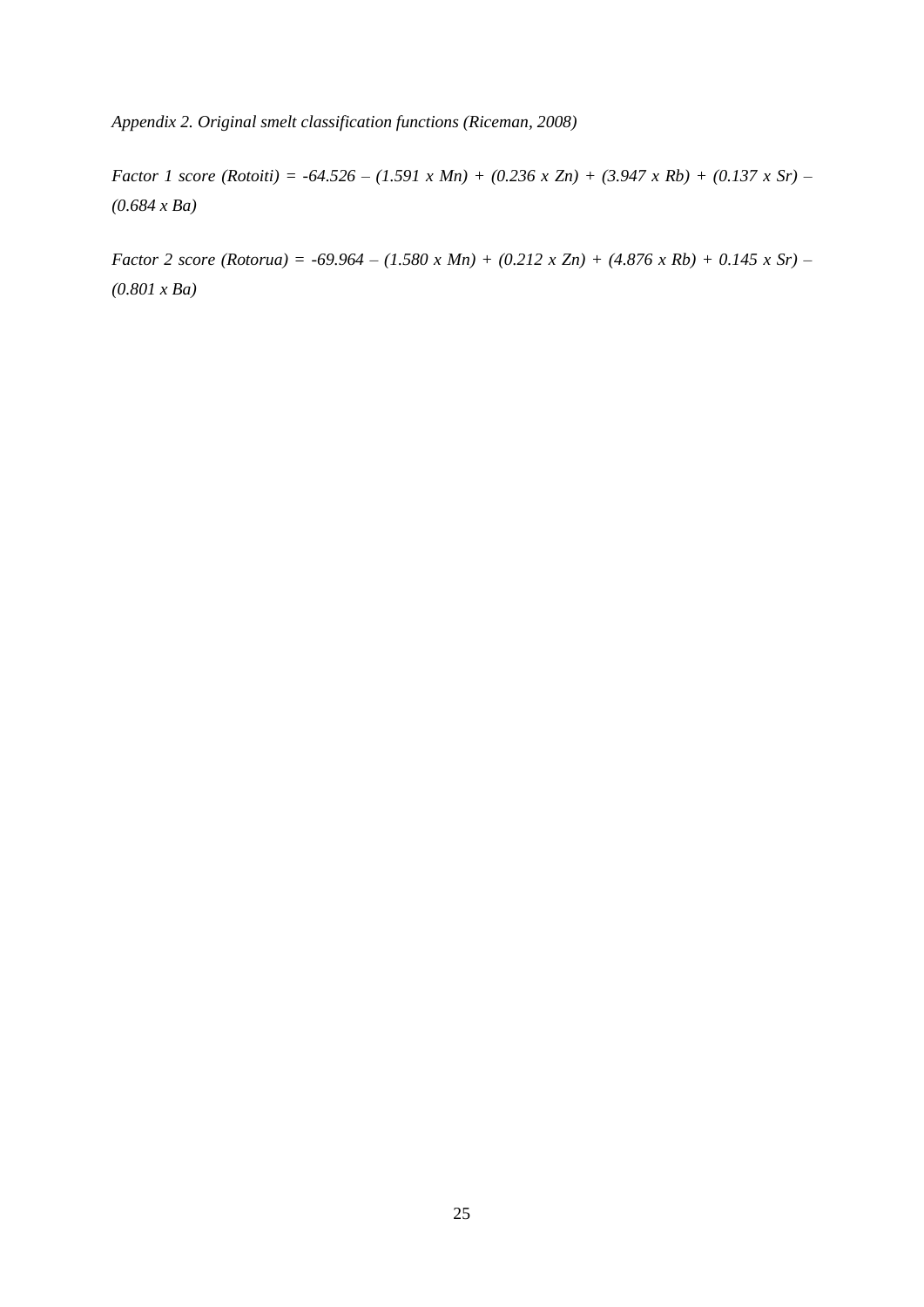*Appendix 2. Original smelt classification functions (Riceman, 2008)*

*Factor 1 score (Rotoiti) = -64.526 – (1.591 x Mn) + (0.236 x Zn) + (3.947 x Rb) + (0.137 x Sr) – (0.684 x Ba)*

*Factor 2 score (Rotorua) = -69.964 – (1.580 x Mn) + (0.212 x Zn) + (4.876 x Rb) + 0.145 x Sr) – (0.801 x Ba)*